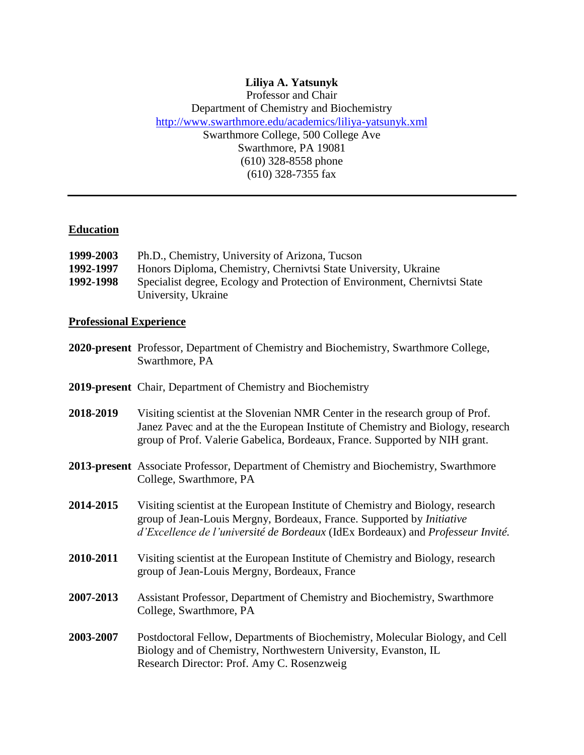**Liliya A. Yatsunyk**
Professor and Chair
Department of Chemistry and Biochemistry
http://www.swarthmore.edu/academics/liliya-yatsunyk.xml
Swarthmore College, 500 College Ave
Swarthmore, PA 19081
(610) 328-8558 phone
(610) 328-7355 fax

---

## Education

**1999-2003** Ph.D., Chemistry, University of Arizona, Tucson
**1992-1997** Honors Diploma, Chemistry, Chernivtsi State University, Ukraine
**1992-1998** Specialist degree, Ecology and Protection of Environment, Chernivtsi State University, Ukraine

## Professional Experience

**2020-present** Professor, Department of Chemistry and Biochemistry, Swarthmore College, Swarthmore, PA

**2019-present** Chair, Department of Chemistry and Biochemistry

**2018-2019** Visiting scientist at the Slovenian NMR Center in the research group of Prof. Janez Pavec and at the the European Institute of Chemistry and Biology, research group of Prof. Valerie Gabelica, Bordeaux, France. Supported by NIH grant.

**2013-present** Associate Professor, Department of Chemistry and Biochemistry, Swarthmore College, Swarthmore, PA

**2014-2015** Visiting scientist at the European Institute of Chemistry and Biology, research group of Jean-Louis Mergny, Bordeaux, France. Supported by *Initiative d'Excellence de l'université de Bordeaux* (IdEx Bordeaux) and *Professeur Invité.*

**2010-2011** Visiting scientist at the European Institute of Chemistry and Biology, research group of Jean-Louis Mergny, Bordeaux, France

**2007-2013** Assistant Professor, Department of Chemistry and Biochemistry, Swarthmore College, Swarthmore, PA

**2003-2007** Postdoctoral Fellow, Departments of Biochemistry, Molecular Biology, and Cell Biology and of Chemistry, Northwestern University, Evanston, IL
Research Director: Prof. Amy C. Rosenzweig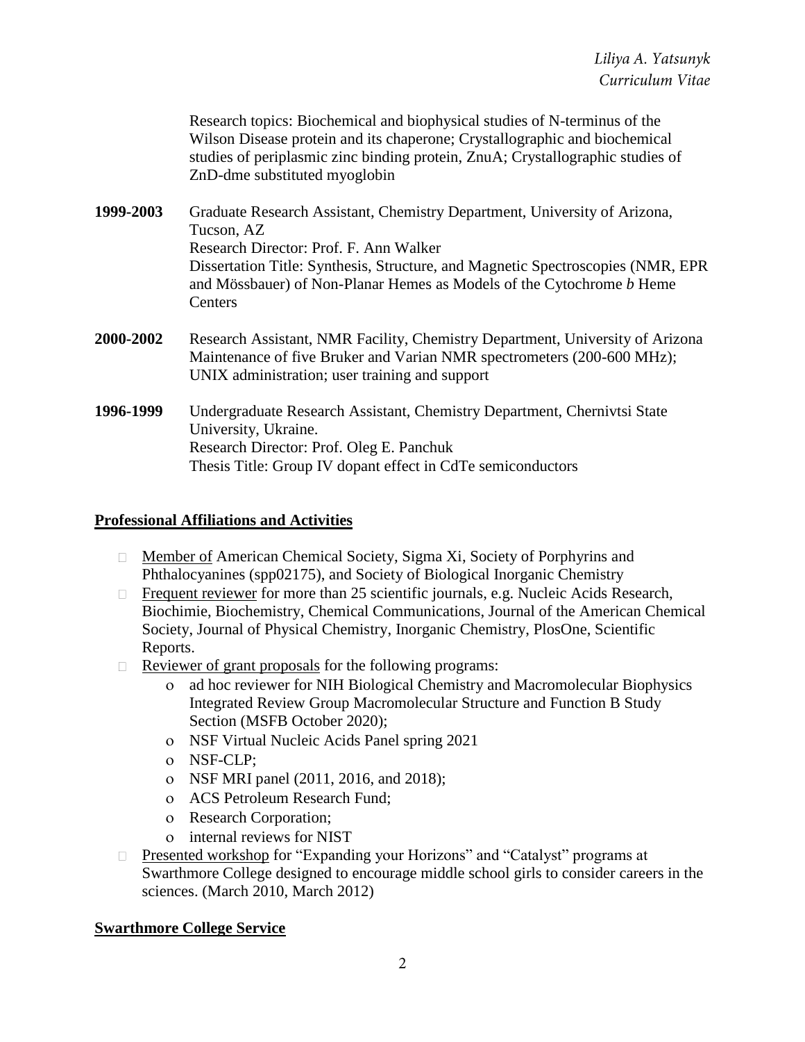Research topics: Biochemical and biophysical studies of N-terminus of the Wilson Disease protein and its chaperone; Crystallographic and biochemical studies of periplasmic zinc binding protein, ZnuA; Crystallographic studies of ZnD-dme substituted myoglobin

**1999-2003** Graduate Research Assistant, Chemistry Department, University of Arizona, Tucson, AZ
Research Director: Prof. F. Ann Walker
Dissertation Title: Synthesis, Structure, and Magnetic Spectroscopies (NMR, EPR and Mössbauer) of Non-Planar Hemes as Models of the Cytochrome *b* Heme Centers

**2000-2002** Research Assistant, NMR Facility, Chemistry Department, University of Arizona
Maintenance of five Bruker and Varian NMR spectrometers (200-600 MHz); UNIX administration; user training and support

**1996-1999** Undergraduate Research Assistant, Chemistry Department, Chernivtsi State University, Ukraine.
Research Director: Prof. Oleg E. Panchuk
Thesis Title: Group IV dopant effect in CdTe semiconductors

## Professional Affiliations and Activities

- Member of American Chemical Society, Sigma Xi, Society of Porphyrins and Phthalocyanines (spp02175), and Society of Biological Inorganic Chemistry
- Frequent reviewer for more than 25 scientific journals, e.g. Nucleic Acids Research, Biochimie, Biochemistry, Chemical Communications, Journal of the American Chemical Society, Journal of Physical Chemistry, Inorganic Chemistry, PlosOne, Scientific Reports.
- Reviewer of grant proposals for the following programs:
    - ad hoc reviewer for NIH Biological Chemistry and Macromolecular Biophysics Integrated Review Group Macromolecular Structure and Function B Study Section (MSFB October 2020);
    - NSF Virtual Nucleic Acids Panel spring 2021
    - NSF-CLP;
    - NSF MRI panel (2011, 2016, and 2018);
    - ACS Petroleum Research Fund;
    - Research Corporation;
    - internal reviews for NIST
- Presented workshop for "Expanding your Horizons" and "Catalyst" programs at Swarthmore College designed to encourage middle school girls to consider careers in the sciences. (March 2010, March 2012)

## Swarthmore College Service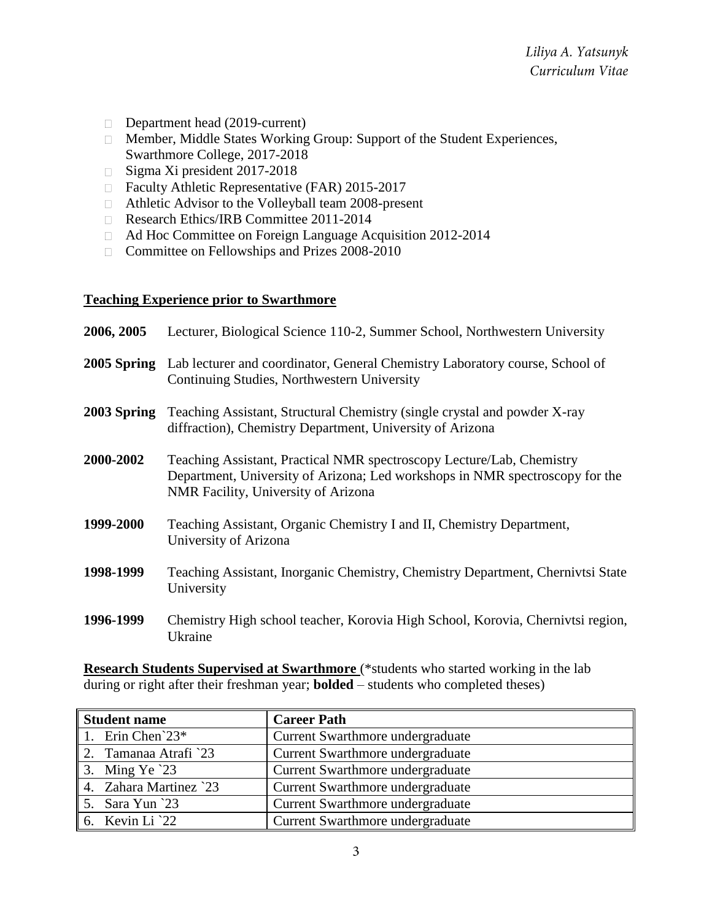- Department head (2019-current)
- Member, Middle States Working Group: Support of the Student Experiences, Swarthmore College, 2017-2018
- Sigma Xi president 2017-2018
- Faculty Athletic Representative (FAR) 2015-2017
- Athletic Advisor to the Volleyball team 2008-present
- Research Ethics/IRB Committee 2011-2014
- Ad Hoc Committee on Foreign Language Acquisition 2012-2014
- Committee on Fellowships and Prizes 2008-2010

## Teaching Experience prior to Swarthmore

**2006, 2005** Lecturer, Biological Science 110-2, Summer School, Northwestern University

**2005 Spring** Lab lecturer and coordinator, General Chemistry Laboratory course, School of Continuing Studies, Northwestern University

**2003 Spring** Teaching Assistant, Structural Chemistry (single crystal and powder X-ray diffraction), Chemistry Department, University of Arizona

**2000-2002** Teaching Assistant, Practical NMR spectroscopy Lecture/Lab, Chemistry Department, University of Arizona; Led workshops in NMR spectroscopy for the NMR Facility, University of Arizona

**1999-2000** Teaching Assistant, Organic Chemistry I and II, Chemistry Department, University of Arizona

**1998-1999** Teaching Assistant, Inorganic Chemistry, Chemistry Department, Chernivtsi State University

**1996-1999** Chemistry High school teacher, Korovia High School, Korovia, Chernivtsi region, Ukraine

**Research Students Supervised at Swarthmore** (*students who started working in the lab during or right after their freshman year; **bolded** – students who completed theses)

| Student name | Career Path |
|---|---|
| 1. Erin Chen`23* | Current Swarthmore undergraduate |
| 2. Tamanaa Atrafi `23 | Current Swarthmore undergraduate |
| 3. Ming Ye `23 | Current Swarthmore undergraduate |
| 4. Zahara Martinez `23 | Current Swarthmore undergraduate |
| 5. Sara Yun `23 | Current Swarthmore undergraduate |
| 6. Kevin Li `22 | Current Swarthmore undergraduate |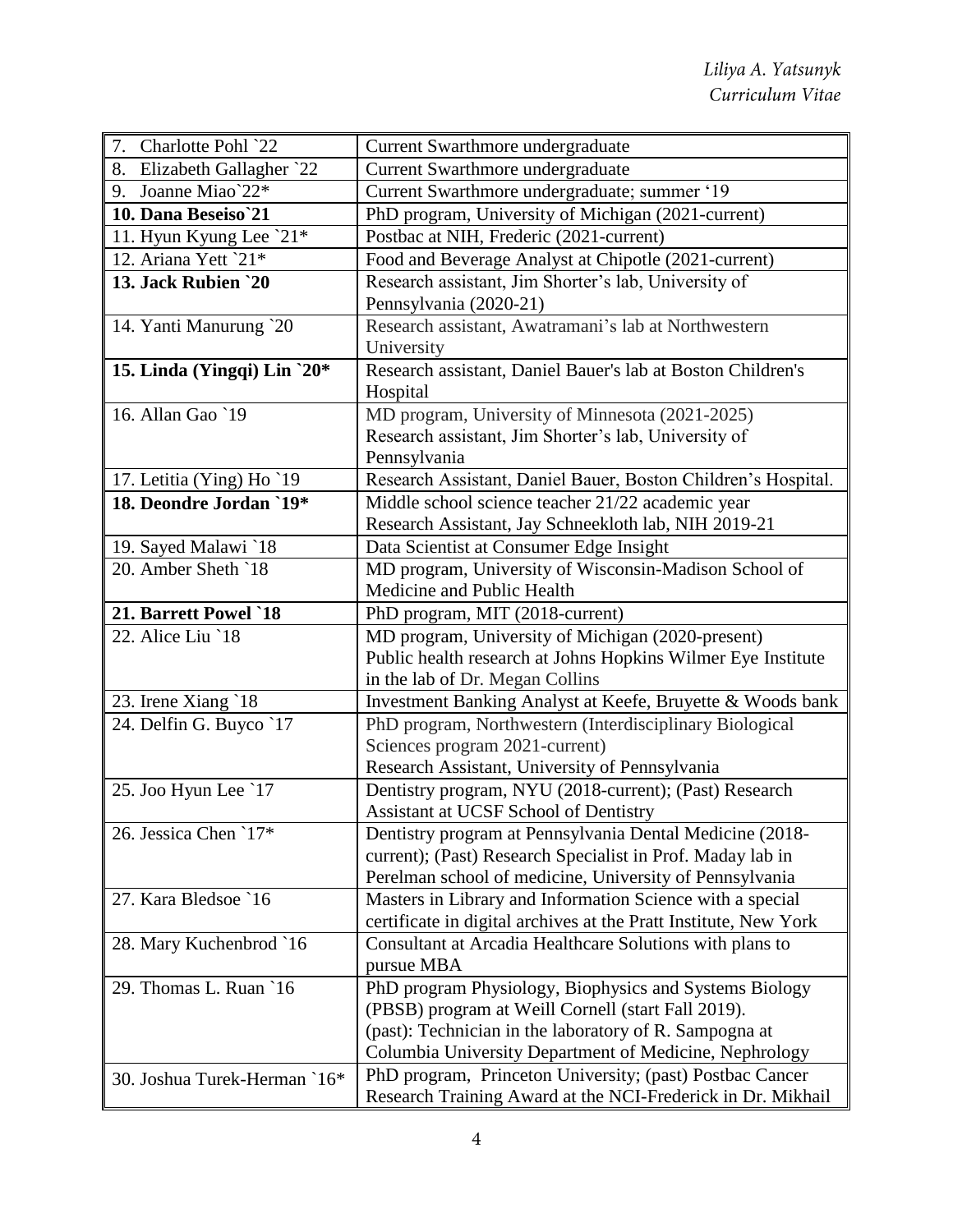| | |
|---|---|
| 7. Charlotte Pohl `22 | Current Swarthmore undergraduate |
| 8. Elizabeth Gallagher `22 | Current Swarthmore undergraduate |
| 9. Joanne Miao`22* | Current Swarthmore undergraduate; summer '19 |
| **10. Dana Beseiso`21** | PhD program, University of Michigan (2021-current) |
| 11. Hyun Kyung Lee `21* | Postbac at NIH, Frederic (2021-current) |
| 12. Ariana Yett `21* | Food and Beverage Analyst at Chipotle (2021-current) |
| **13. Jack Rubien `20** | Research assistant, Jim Shorter's lab, University of Pennsylvania (2020-21) |
| 14. Yanti Manurung `20 | Research assistant, Awatramani's lab at Northwestern University |
| **15. Linda (Yingqi) Lin `20*** | Research assistant, Daniel Bauer's lab at Boston Children's Hospital |
| 16. Allan Gao `19 | MD program, University of Minnesota (2021-2025)<br>Research assistant, Jim Shorter's lab, University of Pennsylvania |
| 17. Letitia (Ying) Ho `19 | Research Assistant, Daniel Bauer, Boston Children's Hospital. |
| **18. Deondre Jordan `19*** | Middle school science teacher 21/22 academic year<br>Research Assistant, Jay Schneekloth lab, NIH 2019-21 |
| 19. Sayed Malawi `18 | Data Scientist at Consumer Edge Insight |
| 20. Amber Sheth `18 | MD program, University of Wisconsin-Madison School of Medicine and Public Health |
| **21. Barrett Powel `18** | PhD program, MIT (2018-current) |
| 22. Alice Liu `18 | MD program, University of Michigan (2020-present)<br>Public health research at Johns Hopkins Wilmer Eye Institute in the lab of Dr. Megan Collins |
| 23. Irene Xiang `18 | Investment Banking Analyst at Keefe, Bruyette & Woods bank |
| 24. Delfin G. Buyco `17 | PhD program, Northwestern (Interdisciplinary Biological Sciences program 2021-current)<br>Research Assistant, University of Pennsylvania |
| 25. Joo Hyun Lee `17 | Dentistry program, NYU (2018-current); (Past) Research Assistant at UCSF School of Dentistry |
| 26. Jessica Chen `17* | Dentistry program at Pennsylvania Dental Medicine (2018-current); (Past) Research Specialist in Prof. Maday lab in Perelman school of medicine, University of Pennsylvania |
| 27. Kara Bledsoe `16 | Masters in Library and Information Science with a special certificate in digital archives at the Pratt Institute, New York |
| 28. Mary Kuchenbrod `16 | Consultant at Arcadia Healthcare Solutions with plans to pursue MBA |
| 29. Thomas L. Ruan `16 | PhD program Physiology, Biophysics and Systems Biology (PBSB) program at Weill Cornell (start Fall 2019).<br>(past): Technician in the laboratory of R. Sampogna at Columbia University Department of Medicine, Nephrology |
| 30. Joshua Turek-Herman `16* | PhD program, Princeton University; (past) Postbac Cancer Research Training Award at the NCI-Frederick in Dr. Mikhail |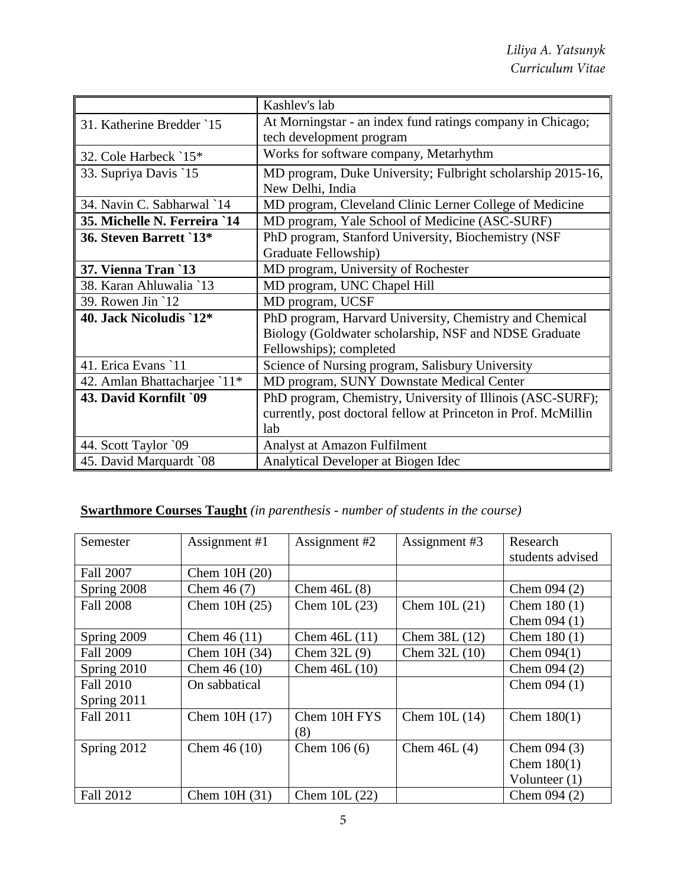| | |
|---|---|
| | Kashlev's lab |
| 31. Katherine Bredder `15 | At Morningstar - an index fund ratings company in Chicago; tech development program |
| 32. Cole Harbeck `15* | Works for software company, Metarhythm |
| 33. Supriya Davis `15 | MD program, Duke University; Fulbright scholarship 2015-16, New Delhi, India |
| 34. Navin C. Sabharwal `14 | MD program, Cleveland Clinic Lerner College of Medicine |
| **35. Michelle N. Ferreira `14** | MD program, Yale School of Medicine (ASC-SURF) |
| **36. Steven Barrett `13*** | PhD program, Stanford University, Biochemistry (NSF Graduate Fellowship) |
| **37. Vienna Tran `13** | MD program, University of Rochester |
| 38. Karan Ahluwalia `13 | MD program, UNC Chapel Hill |
| 39. Rowen Jin `12 | MD program, UCSF |
| **40. Jack Nicoludis `12*** | PhD program, Harvard University, Chemistry and Chemical Biology (Goldwater scholarship, NSF and NDSE Graduate Fellowships); completed |
| 41. Erica Evans `11 | Science of Nursing program, Salisbury University |
| 42. Amlan Bhattacharjee `11* | MD program, SUNY Downstate Medical Center |
| **43. David Kornfilt `09** | PhD program, Chemistry, University of Illinois (ASC-SURF); currently, post doctoral fellow at Princeton in Prof. McMillin lab |
| 44. Scott Taylor `09 | Analyst at Amazon Fulfilment |
| 45. David Marquardt `08 | Analytical Developer at Biogen Idec |

**Swarthmore Courses Taught** *(in parenthesis - number of students in the course)*

| Semester | Assignment #1 | Assignment #2 | Assignment #3 | Research students advised |
|---|---|---|---|---|
| Fall 2007 | Chem 10H (20) | | | |
| Spring 2008 | Chem 46 (7) | Chem 46L (8) | | Chem 094 (2) |
| Fall 2008 | Chem 10H (25) | Chem 10L (23) | Chem 10L (21) | Chem 180 (1) Chem 094 (1) |
| Spring 2009 | Chem 46 (11) | Chem 46L (11) | Chem 38L (12) | Chem 180 (1) |
| Fall 2009 | Chem 10H (34) | Chem 32L (9) | Chem 32L (10) | Chem 094(1) |
| Spring 2010 | Chem 46 (10) | Chem 46L (10) | | Chem 094 (2) |
| Fall 2010 Spring 2011 | On sabbatical | | | Chem 094 (1) |
| Fall 2011 | Chem 10H (17) | Chem 10H FYS (8) | Chem 10L (14) | Chem 180(1) |
| Spring 2012 | Chem 46 (10) | Chem 106 (6) | Chem 46L (4) | Chem 094 (3) Chem 180(1) Volunteer (1) |
| Fall 2012 | Chem 10H (31) | Chem 10L (22) | | Chem 094 (2) |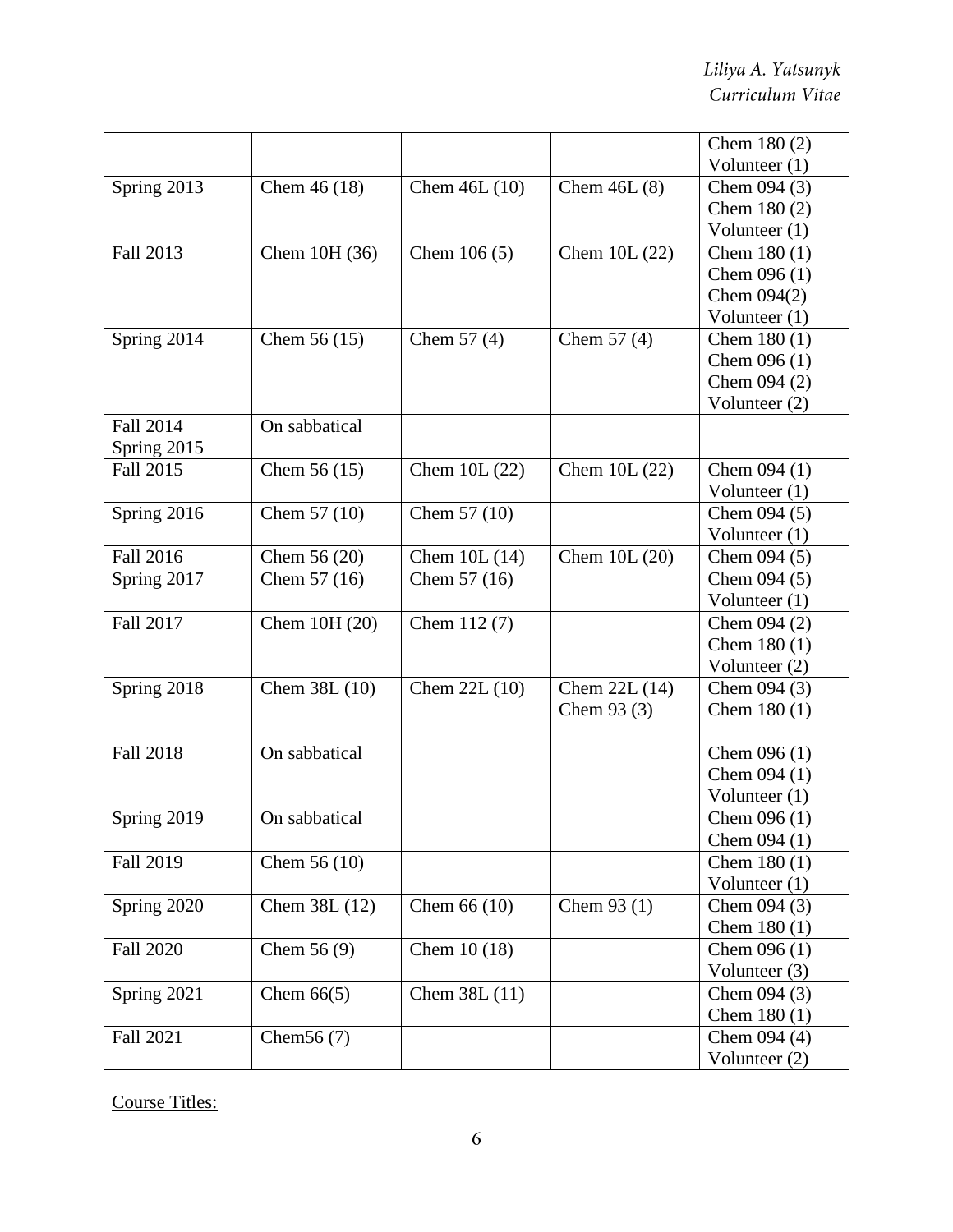| | | | | |
|---|---|---|---|---|
| | | | | Chem 180 (2)<br>Volunteer (1) |
| Spring 2013 | Chem 46 (18) | Chem 46L (10) | Chem 46L (8) | Chem 094 (3)<br>Chem 180 (2)<br>Volunteer (1) |
| Fall 2013 | Chem 10H (36) | Chem 106 (5) | Chem 10L (22) | Chem 180 (1)<br>Chem 096 (1)<br>Chem 094(2)<br>Volunteer (1) |
| Spring 2014 | Chem 56 (15) | Chem 57 (4) | Chem 57 (4) | Chem 180 (1)<br>Chem 096 (1)<br>Chem 094 (2)<br>Volunteer (2) |
| Fall 2014<br>Spring 2015 | On sabbatical | | | |
| Fall 2015 | Chem 56 (15) | Chem 10L (22) | Chem 10L (22) | Chem 094 (1)<br>Volunteer (1) |
| Spring 2016 | Chem 57 (10) | Chem 57 (10) | | Chem 094 (5)<br>Volunteer (1) |
| Fall 2016 | Chem 56 (20) | Chem 10L (14) | Chem 10L (20) | Chem 094 (5) |
| Spring 2017 | Chem 57 (16) | Chem 57 (16) | | Chem 094 (5)<br>Volunteer (1) |
| Fall 2017 | Chem 10H (20) | Chem 112 (7) | | Chem 094 (2)<br>Chem 180 (1)<br>Volunteer (2) |
| Spring 2018 | Chem 38L (10) | Chem 22L (10) | Chem 22L (14)<br>Chem 93 (3) | Chem 094 (3)<br>Chem 180 (1) |
| Fall 2018 | On sabbatical | | | Chem 096 (1)<br>Chem 094 (1)<br>Volunteer (1) |
| Spring 2019 | On sabbatical | | | Chem 096 (1)<br>Chem 094 (1) |
| Fall 2019 | Chem 56 (10) | | | Chem 180 (1)<br>Volunteer (1) |
| Spring 2020 | Chem 38L (12) | Chem 66 (10) | Chem 93 (1) | Chem 094 (3)<br>Chem 180 (1) |
| Fall 2020 | Chem 56 (9) | Chem 10 (18) | | Chem 096 (1)<br>Volunteer (3) |
| Spring 2021 | Chem 66(5) | Chem 38L (11) | | Chem 094 (3)<br>Chem 180 (1) |
| Fall 2021 | Chem56 (7) | | | Chem 094 (4)<br>Volunteer (2) |

Course Titles: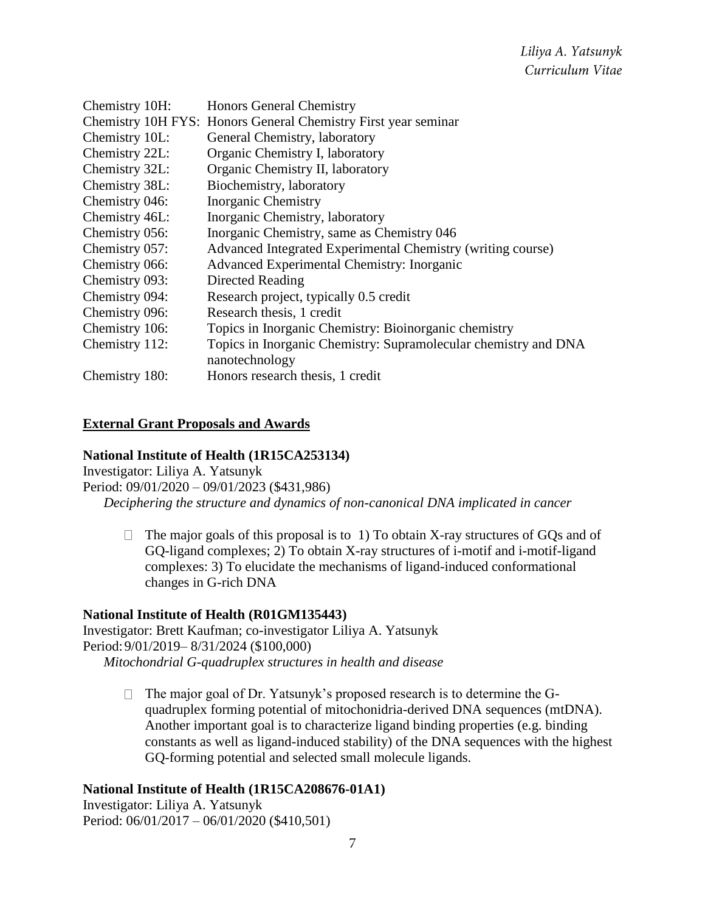| | |
|---|---|
| Chemistry 10H: | Honors General Chemistry |
| Chemistry 10H FYS: | Honors General Chemistry First year seminar |
| Chemistry 10L: | General Chemistry, laboratory |
| Chemistry 22L: | Organic Chemistry I, laboratory |
| Chemistry 32L: | Organic Chemistry II, laboratory |
| Chemistry 38L: | Biochemistry, laboratory |
| Chemistry 046: | Inorganic Chemistry |
| Chemistry 46L: | Inorganic Chemistry, laboratory |
| Chemistry 056: | Inorganic Chemistry, same as Chemistry 046 |
| Chemistry 057: | Advanced Integrated Experimental Chemistry (writing course) |
| Chemistry 066: | Advanced Experimental Chemistry: Inorganic |
| Chemistry 093: | Directed Reading |
| Chemistry 094: | Research project, typically 0.5 credit |
| Chemistry 096: | Research thesis, 1 credit |
| Chemistry 106: | Topics in Inorganic Chemistry: Bioinorganic chemistry |
| Chemistry 112: | Topics in Inorganic Chemistry: Supramolecular chemistry and DNA nanotechnology |
| Chemistry 180: | Honors research thesis, 1 credit |

## External Grant Proposals and Awards

**National Institute of Health (1R15CA253134)**
Investigator: Liliya A. Yatsunyk
Period: 09/01/2020 – 09/01/2023 ($431,986)
*Deciphering the structure and dynamics of non-canonical DNA implicated in cancer*

- The major goals of this proposal is to 1) To obtain X-ray structures of GQs and of GQ-ligand complexes; 2) To obtain X-ray structures of i-motif and i-motif-ligand complexes: 3) To elucidate the mechanisms of ligand-induced conformational changes in G-rich DNA

**National Institute of Health (R01GM135443)**
Investigator: Brett Kaufman; co-investigator Liliya A. Yatsunyk
Period: 9/01/2019– 8/31/2024 ($100,000)
*Mitochondrial G-quadruplex structures in health and disease*

- The major goal of Dr. Yatsunyk's proposed research is to determine the G-quadruplex forming potential of mitochonidria-derived DNA sequences (mtDNA). Another important goal is to characterize ligand binding properties (e.g. binding constants as well as ligand-induced stability) of the DNA sequences with the highest GQ-forming potential and selected small molecule ligands.

**National Institute of Health (1R15CA208676-01A1)**
Investigator: Liliya A. Yatsunyk
Period: 06/01/2017 – 06/01/2020 ($410,501)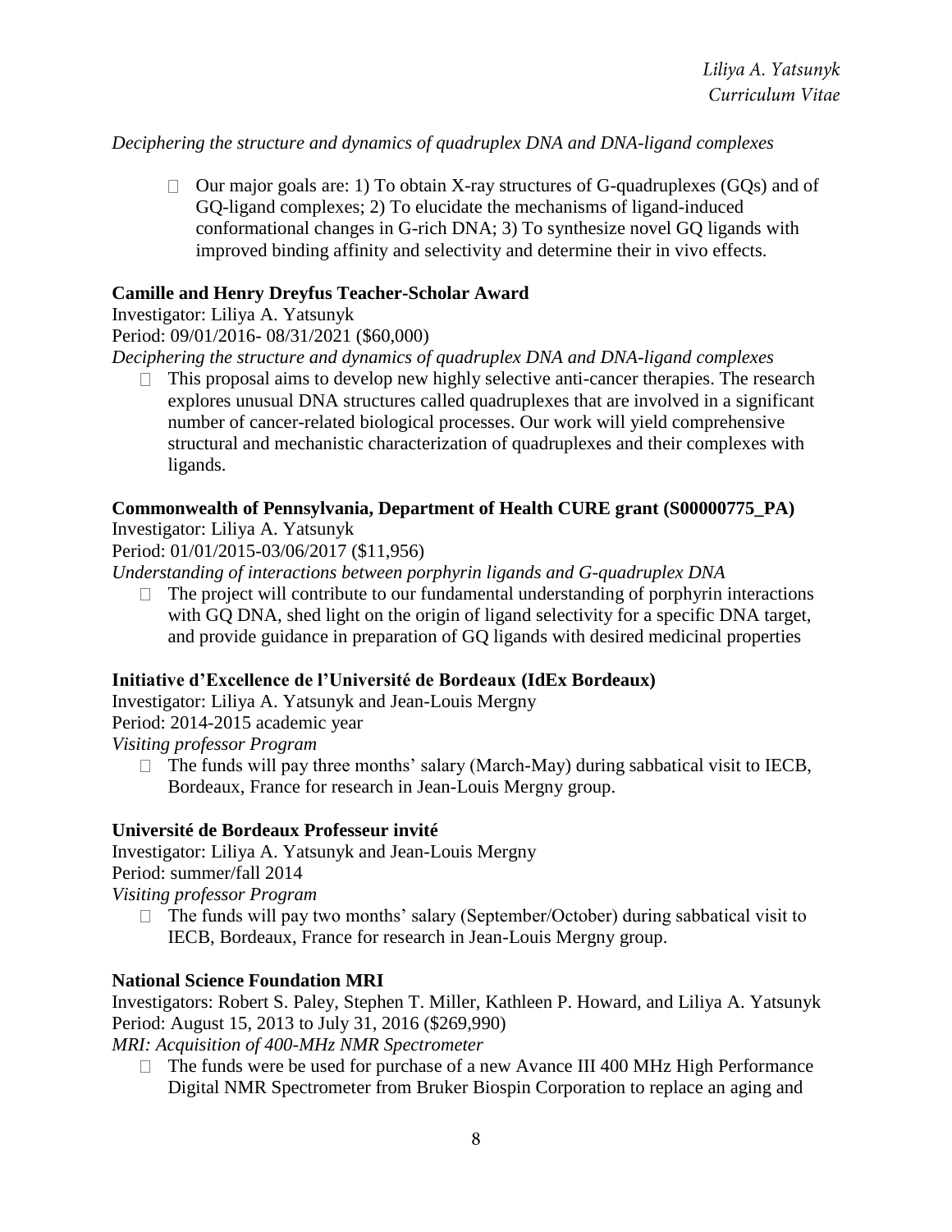*Deciphering the structure and dynamics of quadruplex DNA and DNA-ligand complexes*

- Our major goals are: 1) To obtain X-ray structures of G-quadruplexes (GQs) and of GQ-ligand complexes; 2) To elucidate the mechanisms of ligand-induced conformational changes in G-rich DNA; 3) To synthesize novel GQ ligands with improved binding affinity and selectivity and determine their in vivo effects.

**Camille and Henry Dreyfus Teacher-Scholar Award**

Investigator: Liliya A. Yatsunyk

Period: 09/01/2016- 08/31/2021 ($60,000)

*Deciphering the structure and dynamics of quadruplex DNA and DNA-ligand complexes*

- This proposal aims to develop new highly selective anti-cancer therapies. The research explores unusual DNA structures called quadruplexes that are involved in a significant number of cancer-related biological processes. Our work will yield comprehensive structural and mechanistic characterization of quadruplexes and their complexes with ligands.

**Commonwealth of Pennsylvania, Department of Health CURE grant (S00000775_PA)**

Investigator: Liliya A. Yatsunyk

Period: 01/01/2015-03/06/2017 ($11,956)

*Understanding of interactions between porphyrin ligands and G-quadruplex DNA*

- The project will contribute to our fundamental understanding of porphyrin interactions with GQ DNA, shed light on the origin of ligand selectivity for a specific DNA target, and provide guidance in preparation of GQ ligands with desired medicinal properties

**Initiative d'Excellence de l'Université de Bordeaux (IdEx Bordeaux)**

Investigator: Liliya A. Yatsunyk and Jean-Louis Mergny

Period: 2014-2015 academic year

*Visiting professor Program*

- The funds will pay three months' salary (March-May) during sabbatical visit to IECB, Bordeaux, France for research in Jean-Louis Mergny group.

**Université de Bordeaux Professeur invité**

Investigator: Liliya A. Yatsunyk and Jean-Louis Mergny

Period: summer/fall 2014

*Visiting professor Program*

- The funds will pay two months' salary (September/October) during sabbatical visit to IECB, Bordeaux, France for research in Jean-Louis Mergny group.

**National Science Foundation MRI**

Investigators: Robert S. Paley, Stephen T. Miller, Kathleen P. Howard, and Liliya A. Yatsunyk

Period: August 15, 2013 to July 31, 2016 ($269,990)

*MRI: Acquisition of 400-MHz NMR Spectrometer*

- The funds were be used for purchase of a new Avance III 400 MHz High Performance Digital NMR Spectrometer from Bruker Biospin Corporation to replace an aging and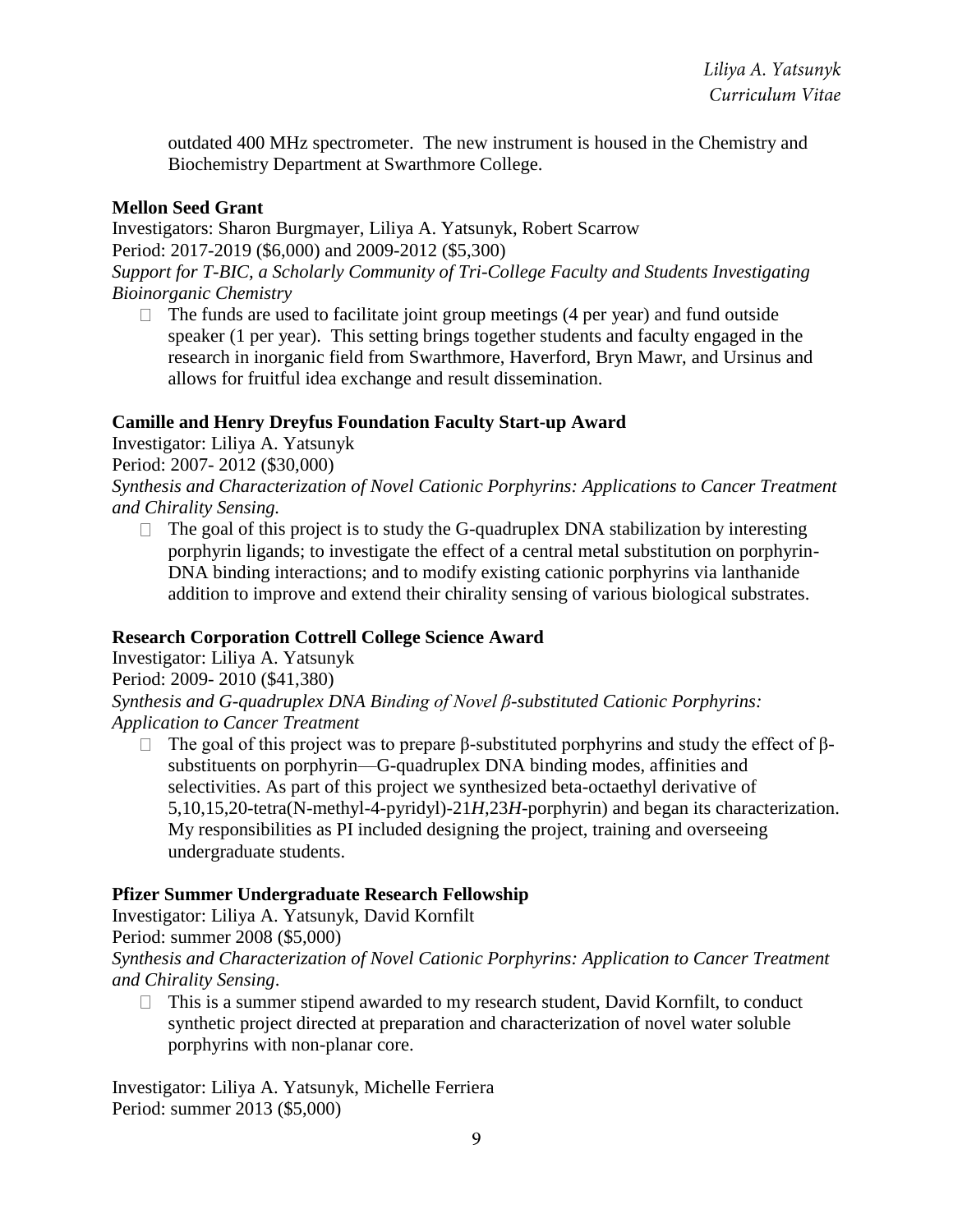outdated 400 MHz spectrometer. The new instrument is housed in the Chemistry and Biochemistry Department at Swarthmore College.

**Mellon Seed Grant**
Investigators: Sharon Burgmayer, Liliya A. Yatsunyk, Robert Scarrow
Period: 2017-2019 ($6,000) and 2009-2012 ($5,300)
*Support for T-BIC, a Scholarly Community of Tri-College Faculty and Students Investigating Bioinorganic Chemistry*

- The funds are used to facilitate joint group meetings (4 per year) and fund outside speaker (1 per year). This setting brings together students and faculty engaged in the research in inorganic field from Swarthmore, Haverford, Bryn Mawr, and Ursinus and allows for fruitful idea exchange and result dissemination.

**Camille and Henry Dreyfus Foundation Faculty Start-up Award**
Investigator: Liliya A. Yatsunyk
Period: 2007- 2012 ($30,000)
*Synthesis and Characterization of Novel Cationic Porphyrins: Applications to Cancer Treatment and Chirality Sensing.*

- The goal of this project is to study the G-quadruplex DNA stabilization by interesting porphyrin ligands; to investigate the effect of a central metal substitution on porphyrin-DNA binding interactions; and to modify existing cationic porphyrins via lanthanide addition to improve and extend their chirality sensing of various biological substrates.

**Research Corporation Cottrell College Science Award**
Investigator: Liliya A. Yatsunyk
Period: 2009- 2010 ($41,380)
*Synthesis and G-quadruplex DNA Binding of Novel β-substituted Cationic Porphyrins: Application to Cancer Treatment*

- The goal of this project was to prepare β-substituted porphyrins and study the effect of β-substituents on porphyrin—G-quadruplex DNA binding modes, affinities and selectivities. As part of this project we synthesized beta-octaethyl derivative of 5,10,15,20-tetra(N-methyl-4-pyridyl)-21*H*,23*H*-porphyrin) and began its characterization. My responsibilities as PI included designing the project, training and overseeing undergraduate students.

**Pfizer Summer Undergraduate Research Fellowship**
Investigator: Liliya A. Yatsunyk, David Kornfilt
Period: summer 2008 ($5,000)
*Synthesis and Characterization of Novel Cationic Porphyrins: Application to Cancer Treatment and Chirality Sensing*.

- This is a summer stipend awarded to my research student, David Kornfilt, to conduct synthetic project directed at preparation and characterization of novel water soluble porphyrins with non-planar core.

Investigator: Liliya A. Yatsunyk, Michelle Ferriera
Period: summer 2013 ($5,000)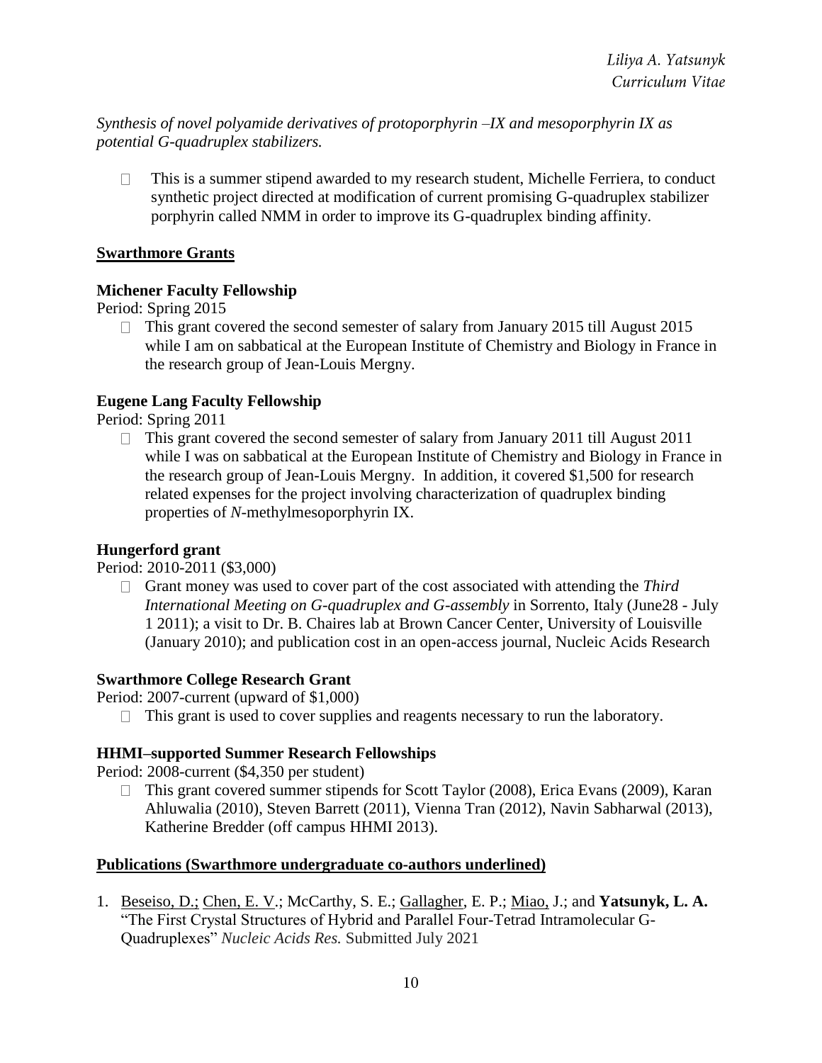*Synthesis of novel polyamide derivatives of protoporphyrin –IX and mesoporphyrin IX as potential G-quadruplex stabilizers.*

- This is a summer stipend awarded to my research student, Michelle Ferriera, to conduct synthetic project directed at modification of current promising G-quadruplex stabilizer porphyrin called NMM in order to improve its G-quadruplex binding affinity.

## Swarthmore Grants

### Michener Faculty Fellowship

Period: Spring 2015

- This grant covered the second semester of salary from January 2015 till August 2015 while I am on sabbatical at the European Institute of Chemistry and Biology in France in the research group of Jean-Louis Mergny.

### Eugene Lang Faculty Fellowship

Period: Spring 2011

- This grant covered the second semester of salary from January 2011 till August 2011 while I was on sabbatical at the European Institute of Chemistry and Biology in France in the research group of Jean-Louis Mergny. In addition, it covered $1,500 for research related expenses for the project involving characterization of quadruplex binding properties of *N*-methylmesoporphyrin IX.

### Hungerford grant

Period: 2010-2011 ($3,000)

- Grant money was used to cover part of the cost associated with attending the *Third International Meeting on G-quadruplex and G-assembly* in Sorrento, Italy (June28 - July 1 2011); a visit to Dr. B. Chaires lab at Brown Cancer Center, University of Louisville (January 2010); and publication cost in an open-access journal, Nucleic Acids Research

### Swarthmore College Research Grant

Period: 2007-current (upward of $1,000)

- This grant is used to cover supplies and reagents necessary to run the laboratory.

### HHMI–supported Summer Research Fellowships

Period: 2008-current ($4,350 per student)

- This grant covered summer stipends for Scott Taylor (2008), Erica Evans (2009), Karan Ahluwalia (2010), Steven Barrett (2011), Vienna Tran (2012), Navin Sabharwal (2013), Katherine Bredder (off campus HHMI 2013).

## Publications (Swarthmore undergraduate co-authors underlined)

1. Beseiso, D.; Chen, E. V.; McCarthy, S. E.; Gallagher, E. P.; Miao, J.; and **Yatsunyk, L. A.** "The First Crystal Structures of Hybrid and Parallel Four-Tetrad Intramolecular G-Quadruplexes" *Nucleic Acids Res.* Submitted July 2021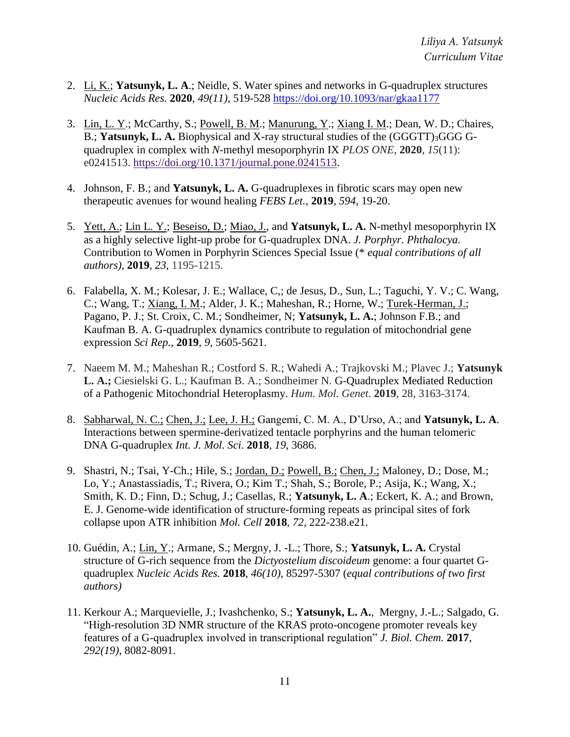2. Li, K.; **Yatsunyk, L. A**.; Neidle, S. Water spines and networks in G-quadruplex structures *Nucleic Acids Res.* **2020**, *49(11)*, 519-528 https://doi.org/10.1093/nar/gkaa1177

3. Lin, L. Y.; McCarthy, S.; Powell, B. M.; Manurung, Y.; Xiang I. M.; Dean, W. D.; Chaires, B.; **Yatsunyk, L. A.** Biophysical and X-ray structural studies of the $(GGGTT)_3$GGG G-quadruplex in complex with *N*-methyl mesoporphyrin IX *PLOS ONE*, **2020**, *15*(11): e0241513. https://doi.org/10.1371/journal.pone.0241513.

4. Johnson, F. B.; and **Yatsunyk, L. A.** G-quadruplexes in fibrotic scars may open new therapeutic avenues for wound healing *FEBS Let.*, **2019**, *594*, 19-20.

5. Yett, A.; Lin L. Y.; Beseiso, D.; Miao, J., and **Yatsunyk, L. A.** N-methyl mesoporphyrin IX as a highly selective light-up probe for G-quadruplex DNA. *J. Porphyr. Phthalocya.* Contribution to Women in Porphyrin Sciences Special Issue (* *equal contributions of all authors)*, **2019**, *23*, 1195-1215.

6. Falabella, X. M.; Kolesar, J. E.; Wallace, C,; de Jesus, D., Sun, L.; Taguchi, Y. V.; C. Wang, C.; Wang, T.; Xiang, I. M.; Alder, J. K.; Maheshan, R.; Horne, W.; Turek-Herman, J.; Pagano, P. J.; St. Croix, C. M.; Sondheimer, N; **Yatsunyk, L. A.**; Johnson F.B.; and Kaufman B. A. G-quadruplex dynamics contribute to regulation of mitochondrial gene expression *Sci Rep.*, **2019**, *9*, 5605-5621.

7. Naeem M. M.; Maheshan R.; Costford S. R.; Wahedi A.; Trajkovski M.; Plavec J.; **Yatsunyk L. A.;** Ciesielski G. L.; Kaufman B. A.; Sondheimer N. G-Quadruplex Mediated Reduction of a Pathogenic Mitochondrial Heteroplasmy. *Hum. Mol. Genet*. **2019**, 28, 3163-3174.

8. Sabharwal, N. C.; Chen, J.; Lee, J. H.; Gangemi, C. M. A., D'Urso, A.; and **Yatsunyk, L. A**. Interactions between spermine-derivatized tentacle porphyrins and the human telomeric DNA G-quadruplex *Int. J. Mol. Sci.* **2018**, *19*, 3686.

9. Shastri, N.; Tsai, Y-Ch.; Hile, S.; Jordan, D.; Powell, B.; Chen, J.; Maloney, D.; Dose, M.; Lo, Y.; Anastassiadis, T.; Rivera, O.; Kim T.; Shah, S.; Borole, P.; Asija, K.; Wang, X.; Smith, K. D.; Finn, D.; Schug, J.; Casellas, R.; **Yatsunyk, L. A**.; Eckert, K. A.; and Brown, E. J. Genome-wide identification of structure-forming repeats as principal sites of fork collapse upon ATR inhibition *Mol. Cell* **2018**, *72*, 222-238.e21.

10. Guédin, A.; Lin, Y.; Armane, S.; Mergny, J. -L.; Thore, S.; **Yatsunyk, L. A.** Crystal structure of G-rich sequence from the *Dictyostelium discoideum* genome: a four quartet G-quadruplex *Nucleic Acids Res.* **2018**, *46(10)*, 85297-5307 (*equal contributions of two first authors)*

11. Kerkour A.; Marquevielle, J.; Ivashchenko, S.; **Yatsunyk, L. A.**, Mergny, J.-L.; Salgado, G. "High-resolution 3D NMR structure of the KRAS proto-oncogene promoter reveals key features of a G-quadruplex involved in transcriptional regulation" *J. Biol. Chem.* **2017**, *292(19)*, 8082-8091.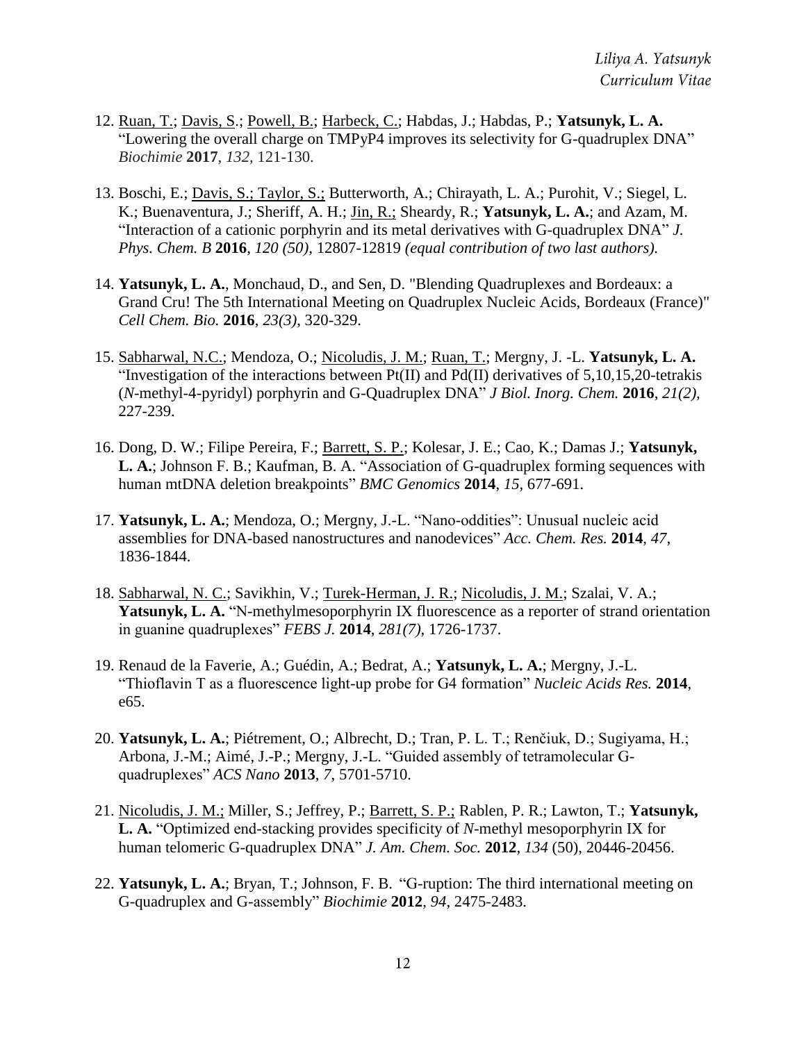12. Ruan, T.; Davis, S.; Powell, B.; Harbeck, C.; Habdas, J.; Habdas, P.; **Yatsunyk, L. A.** "Lowering the overall charge on TMPyP4 improves its selectivity for G-quadruplex DNA" *Biochimie* **2017**, *132*, 121-130.

13. Boschi, E.; Davis, S.; Taylor, S.; Butterworth, A.; Chirayath, L. A.; Purohit, V.; Siegel, L. K.; Buenaventura, J.; Sheriff, A. H.; Jin, R.; Sheardy, R.; **Yatsunyk, L. A.**; and Azam, M. "Interaction of a cationic porphyrin and its metal derivatives with G-quadruplex DNA" *J. Phys. Chem. B* **2016**, *120 (50)*, 12807-12819 *(equal contribution of two last authors).*

14. **Yatsunyk, L. A.**, Monchaud, D., and Sen, D. "Blending Quadruplexes and Bordeaux: a Grand Cru! The 5th International Meeting on Quadruplex Nucleic Acids, Bordeaux (France)" *Cell Chem. Bio.* **2016**, *23(3)*, 320-329.

15. Sabharwal, N.C.; Mendoza, O.; Nicoludis, J. M.; Ruan, T.; Mergny, J. -L. **Yatsunyk, L. A.** "Investigation of the interactions between Pt(II) and Pd(II) derivatives of 5,10,15,20-tetrakis (*N*-methyl-4-pyridyl) porphyrin and G-Quadruplex DNA" *J Biol. Inorg. Chem.* **2016**, *21(2)*, 227-239.

16. Dong, D. W.; Filipe Pereira, F.; Barrett, S. P.; Kolesar, J. E.; Cao, K.; Damas J.; **Yatsunyk, L. A.**; Johnson F. B.; Kaufman, B. A. "Association of G-quadruplex forming sequences with human mtDNA deletion breakpoints" *BMC Genomics* **2014**, *15*, 677-691.

17. **Yatsunyk, L. A.**; Mendoza, O.; Mergny, J.-L. "Nano-oddities": Unusual nucleic acid assemblies for DNA-based nanostructures and nanodevices" *Acc. Chem. Res.* **2014**, *47*, 1836-1844.

18. Sabharwal, N. C.; Savikhin, V.; Turek-Herman, J. R.; Nicoludis, J. M.; Szalai, V. A.; **Yatsunyk, L. A.** "N-methylmesoporphyrin IX fluorescence as a reporter of strand orientation in guanine quadruplexes" *FEBS J.* **2014**, *281(7)*, 1726-1737.

19. Renaud de la Faverie, A.; Guédin, A.; Bedrat, A.; **Yatsunyk, L. A.**; Mergny, J.-L. "Thioflavin T as a fluorescence light-up probe for G4 formation" *Nucleic Acids Res.* **2014**, e65.

20. **Yatsunyk, L. A.**; Piétrement, O.; Albrecht, D.; Tran, P. L. T.; Renčiuk, D.; Sugiyama, H.; Arbona, J.-M.; Aimé, J.-P.; Mergny, J.-L. "Guided assembly of tetramolecular G-quadruplexes" *ACS Nano* **2013**, *7*, 5701-5710.

21. Nicoludis, J. M.; Miller, S.; Jeffrey, P.; Barrett, S. P.; Rablen, P. R.; Lawton, T.; **Yatsunyk, L. A.** "Optimized end-stacking provides specificity of *N*-methyl mesoporphyrin IX for human telomeric G-quadruplex DNA" *J. Am. Chem. Soc.* **2012**, *134* (50), 20446-20456.

22. **Yatsunyk, L. A.**; Bryan, T.; Johnson, F. B. "G-ruption: The third international meeting on G-quadruplex and G-assembly" *Biochimie* **2012**, *94*, 2475-2483.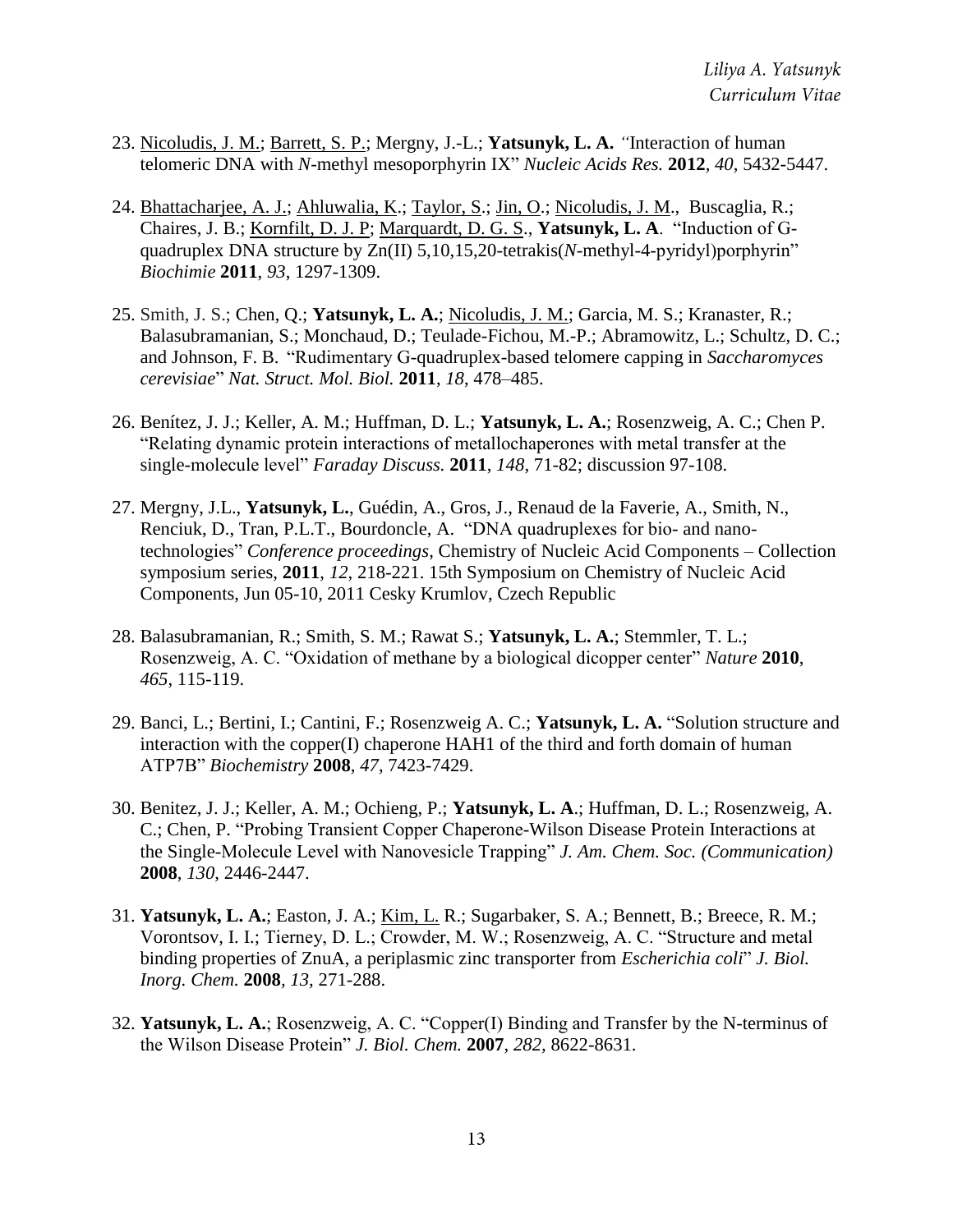23. <u>Nicoludis, J. M.</u>; <u>Barrett, S. P.</u>; Mergny, J.-L.; **Yatsunyk, L. A.** "Interaction of human telomeric DNA with *N*-methyl mesoporphyrin IX" *Nucleic Acids Res.* **2012**, *40*, 5432-5447.

24. <u>Bhattacharjee, A. J.</u>; <u>Ahluwalia, K.</u>; <u>Taylor, S.</u>; <u>Jin, O.</u>; <u>Nicoludis, J. M.</u>, Buscaglia, R.; Chaires, J. B.; <u>Kornfilt, D. J. P</u>; <u>Marquardt, D. G. S.</u>, **Yatsunyk, L. A**. "Induction of G-quadruplex DNA structure by Zn(II) 5,10,15,20-tetrakis(*N*-methyl-4-pyridyl)porphyrin" *Biochimie* **2011**, *93*, 1297-1309.

25. Smith, J. S.; Chen, Q.; **Yatsunyk, L. A.**; <u>Nicoludis, J. M.</u>; Garcia, M. S.; Kranaster, R.; Balasubramanian, S.; Monchaud, D.; Teulade-Fichou, M.-P.; Abramowitz, L.; Schultz, D. C.; and Johnson, F. B. "Rudimentary G-quadruplex-based telomere capping in *Saccharomyces cerevisiae*" *Nat. Struct. Mol. Biol.* **2011**, *18*, 478–485.

26. Benítez, J. J.; Keller, A. M.; Huffman, D. L.; **Yatsunyk, L. A.**; Rosenzweig, A. C.; Chen P. "Relating dynamic protein interactions of metallochaperones with metal transfer at the single-molecule level" *Faraday Discuss.* **2011**, *148*, 71-82; discussion 97-108.

27. Mergny, J.L., **Yatsunyk, L.**, Guédin, A., Gros, J., Renaud de la Faverie, A., Smith, N., Renciuk, D., Tran, P.L.T., Bourdoncle, A. "DNA quadruplexes for bio- and nano-technologies" *Conference proceedings*, Chemistry of Nucleic Acid Components – Collection symposium series, **2011**, *12*, 218-221. 15th Symposium on Chemistry of Nucleic Acid Components, Jun 05-10, 2011 Cesky Krumlov, Czech Republic

28. Balasubramanian, R.; Smith, S. M.; Rawat S.; **Yatsunyk, L. A.**; Stemmler, T. L.; Rosenzweig, A. C. "Oxidation of methane by a biological dicopper center" *Nature* **2010**, *465*, 115-119.

29. Banci, L.; Bertini, I.; Cantini, F.; Rosenzweig A. C.; **Yatsunyk, L. A.** "Solution structure and interaction with the copper(I) chaperone HAH1 of the third and forth domain of human ATP7B" *Biochemistry* **2008**, *47*, 7423-7429.

30. Benitez, J. J.; Keller, A. M.; Ochieng, P.; **Yatsunyk, L. A**.; Huffman, D. L.; Rosenzweig, A. C.; Chen, P. "Probing Transient Copper Chaperone-Wilson Disease Protein Interactions at the Single-Molecule Level with Nanovesicle Trapping" *J. Am. Chem. Soc. (Communication)* **2008**, *130*, 2446-2447.

31. **Yatsunyk, L. A.**; Easton, J. A.; <u>Kim, L.</u> R.; Sugarbaker, S. A.; Bennett, B.; Breece, R. M.; Vorontsov, I. I.; Tierney, D. L.; Crowder, M. W.; Rosenzweig, A. C. "Structure and metal binding properties of ZnuA, a periplasmic zinc transporter from *Escherichia coli*" *J. Biol. Inorg. Chem.* **2008**, *13*, 271-288.

32. **Yatsunyk, L. A.**; Rosenzweig, A. C. "Copper(I) Binding and Transfer by the N-terminus of the Wilson Disease Protein" *J. Biol. Chem.* **2007**, *282*, 8622-8631.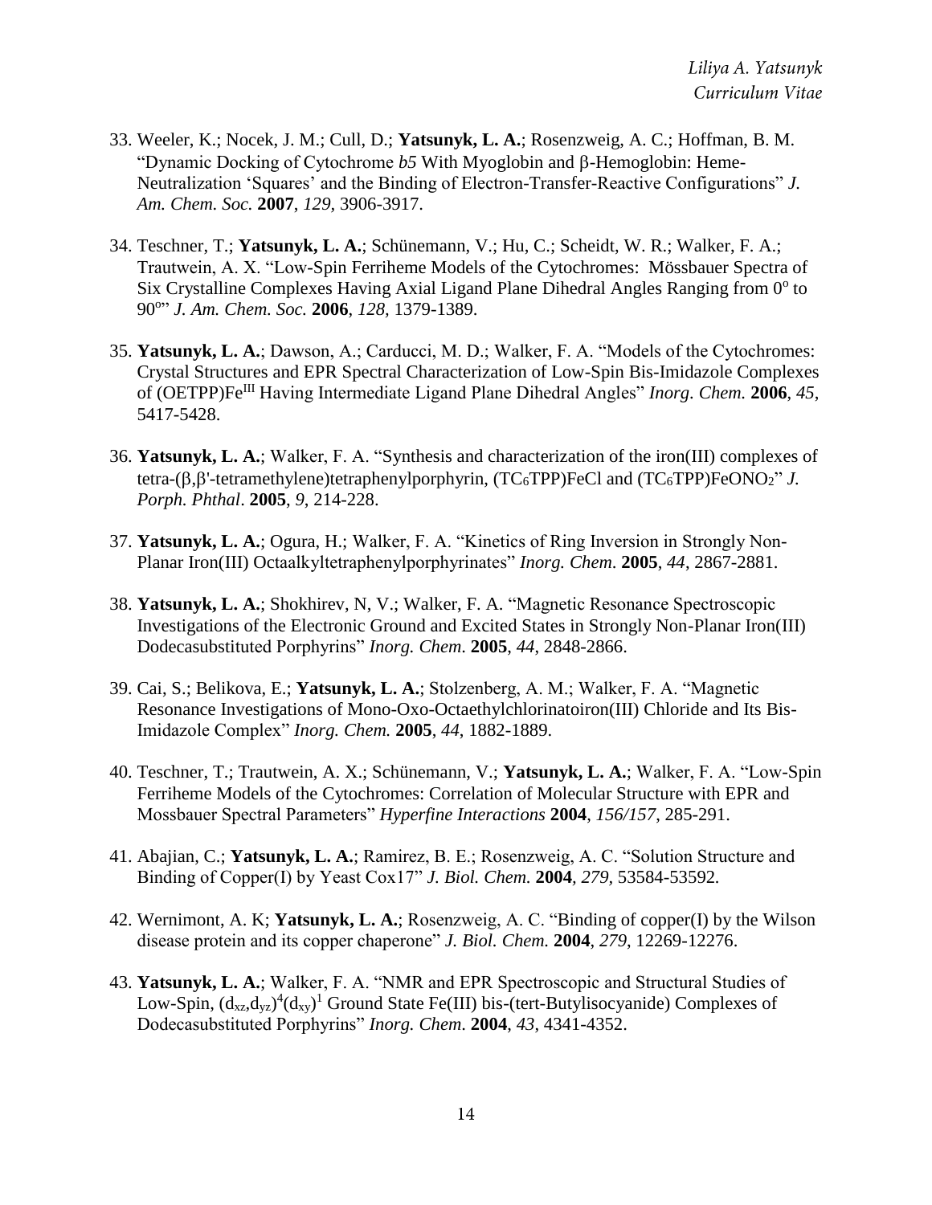33. Weeler, K.; Nocek, J. M.; Cull, D.; **Yatsunyk, L. A.**; Rosenzweig, A. C.; Hoffman, B. M. "Dynamic Docking of Cytochrome *b5* With Myoglobin and β-Hemoglobin: Heme-Neutralization 'Squares' and the Binding of Electron-Transfer-Reactive Configurations" *J. Am. Chem. Soc.* **2007**, *129*, 3906-3917.

34. Teschner, T.; **Yatsunyk, L. A.**; Schünemann, V.; Hu, C.; Scheidt, W. R.; Walker, F. A.; Trautwein, A. X. "Low-Spin Ferriheme Models of the Cytochromes: Mössbauer Spectra of Six Crystalline Complexes Having Axial Ligand Plane Dihedral Angles Ranging from $0^o$ to $90^o$" *J. Am. Chem. Soc.* **2006**, *128*, 1379-1389.

35. **Yatsunyk, L. A.**; Dawson, A.; Carducci, M. D.; Walker, F. A. "Models of the Cytochromes: Crystal Structures and EPR Spectral Characterization of Low-Spin Bis-Imidazole Complexes of (OETPP)$Fe^{III}$ Having Intermediate Ligand Plane Dihedral Angles" *Inorg. Chem.* **2006**, *45*, 5417-5428.

36. **Yatsunyk, L. A.**; Walker, F. A. "Synthesis and characterization of the iron(III) complexes of tetra-(β,β'-tetramethylene)tetraphenylporphyrin, ($TC_6TPP$)FeCl and ($TC_6TPP$)$FeONO_2$" *J. Porph. Phthal*. **2005**, *9*, 214-228.

37. **Yatsunyk, L. A.**; Ogura, H.; Walker, F. A. "Kinetics of Ring Inversion in Strongly Non-Planar Iron(III) Octaalkyltetraphenylporphyrinates" *Inorg. Chem*. **2005**, *44*, 2867-2881.

38. **Yatsunyk, L. A.**; Shokhirev, N, V.; Walker, F. A. "Magnetic Resonance Spectroscopic Investigations of the Electronic Ground and Excited States in Strongly Non-Planar Iron(III) Dodecasubstituted Porphyrins" *Inorg. Chem*. **2005**, *44*, 2848-2866.

39. Cai, S.; Belikova, E.; **Yatsunyk, L. A.**; Stolzenberg, A. M.; Walker, F. A. "Magnetic Resonance Investigations of Mono-Oxo-Octaethylchlorinatoiron(III) Chloride and Its Bis-Imidazole Complex" *Inorg. Chem.* **2005**, *44*, 1882-1889.

40. Teschner, T.; Trautwein, A. X.; Schünemann, V.; **Yatsunyk, L. A.**; Walker, F. A. "Low-Spin Ferriheme Models of the Cytochromes: Correlation of Molecular Structure with EPR and Mossbauer Spectral Parameters" *Hyperfine Interactions* **2004**, *156/157*, 285-291.

41. Abajian, C.; **Yatsunyk, L. A.**; Ramirez, B. E.; Rosenzweig, A. C. "Solution Structure and Binding of Copper(I) by Yeast Cox17" *J. Biol. Chem.* **2004**, *279*, 53584-53592.

42. Wernimont, A. K; **Yatsunyk, L. A.**; Rosenzweig, A. C. "Binding of copper(I) by the Wilson disease protein and its copper chaperone" *J. Biol. Chem.* **2004**, *279*, 12269-12276.

43. **Yatsunyk, L. A.**; Walker, F. A. "NMR and EPR Spectroscopic and Structural Studies of Low-Spin, $(d_{xz},d_{yz})^4(d_{xy})^1$ Ground State Fe(III) bis-(tert-Butylisocyanide) Complexes of Dodecasubstituted Porphyrins" *Inorg. Chem.* **2004**, *43*, 4341-4352.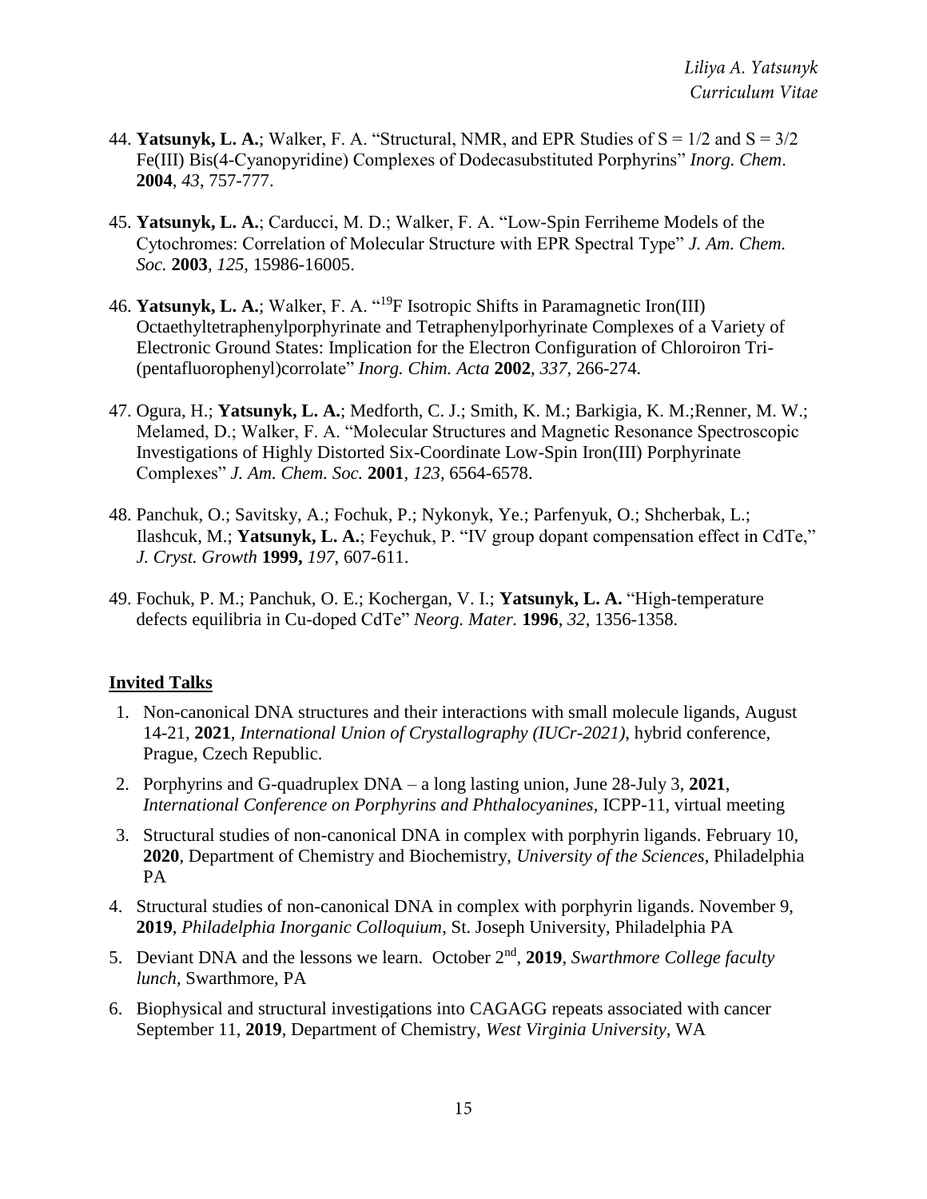44. **Yatsunyk, L. A.**; Walker, F. A. "Structural, NMR, and EPR Studies of $S = 1/2$ and $S = 3/2$ Fe(III) Bis(4-Cyanopyridine) Complexes of Dodecasubstituted Porphyrins" *Inorg. Chem*. **2004**, *43*, 757-777.

45. **Yatsunyk, L. A.**; Carducci, M. D.; Walker, F. A. "Low-Spin Ferriheme Models of the Cytochromes: Correlation of Molecular Structure with EPR Spectral Type" *J. Am. Chem. Soc.* **2003**, *125*, 15986-16005.

46. **Yatsunyk, L. A.**; Walker, F. A. "$^{19}F$ Isotropic Shifts in Paramagnetic Iron(III) Octaethyltetraphenylporphyrinate and Tetraphenylporhyrinate Complexes of a Variety of Electronic Ground States: Implication for the Electron Configuration of Chloroiron Tri-(pentafluorophenyl)corrolate" *Inorg. Chim. Acta* **2002**, *337*, 266-274.

47. Ogura, H.; **Yatsunyk, L. A.**; Medforth, C. J.; Smith, K. M.; Barkigia, K. M.;Renner, M. W.; Melamed, D.; Walker, F. A. "Molecular Structures and Magnetic Resonance Spectroscopic Investigations of Highly Distorted Six-Coordinate Low-Spin Iron(III) Porphyrinate Complexes" *J. Am. Chem. Soc.* **2001**, *123,* 6564-6578.

48. Panchuk, O.; Savitsky, A.; Fochuk, P.; Nykonyk, Ye.; Parfenyuk, O.; Shcherbak, L.; Ilashcuk, M.; **Yatsunyk, L. A.**; Feychuk, P. "IV group dopant compensation effect in CdTe," *J. Cryst. Growth* **1999,** *197*, 607-611.

49. Fochuk, P. M.; Panchuk, O. E.; Kochergan, V. I.; **Yatsunyk, L. A.** "High-temperature defects equilibria in Cu-doped CdTe" *Neorg. Mater.* **1996**, *32*, 1356-1358.

## Invited Talks

1. Non-canonical DNA structures and their interactions with small molecule ligands, August 14-21, **2021**, *International Union of Crystallography (IUCr-2021),* hybrid conference, Prague, Czech Republic.
2. Porphyrins and G-quadruplex DNA – a long lasting union, June 28-July 3, **2021**, *International Conference on Porphyrins and Phthalocyanines*, ICPP-11, virtual meeting
3. Structural studies of non-canonical DNA in complex with porphyrin ligands. February 10, **2020**, Department of Chemistry and Biochemistry, *University of the Sciences*, Philadelphia PA
4. Structural studies of non-canonical DNA in complex with porphyrin ligands. November 9, **2019**, *Philadelphia Inorganic Colloquium*, St. Joseph University, Philadelphia PA
5. Deviant DNA and the lessons we learn. October 2nd, **2019**, *Swarthmore College faculty lunch*, Swarthmore, PA
6. Biophysical and structural investigations into CAGAGG repeats associated with cancer September 11, **2019**, Department of Chemistry, *West Virginia University*, WA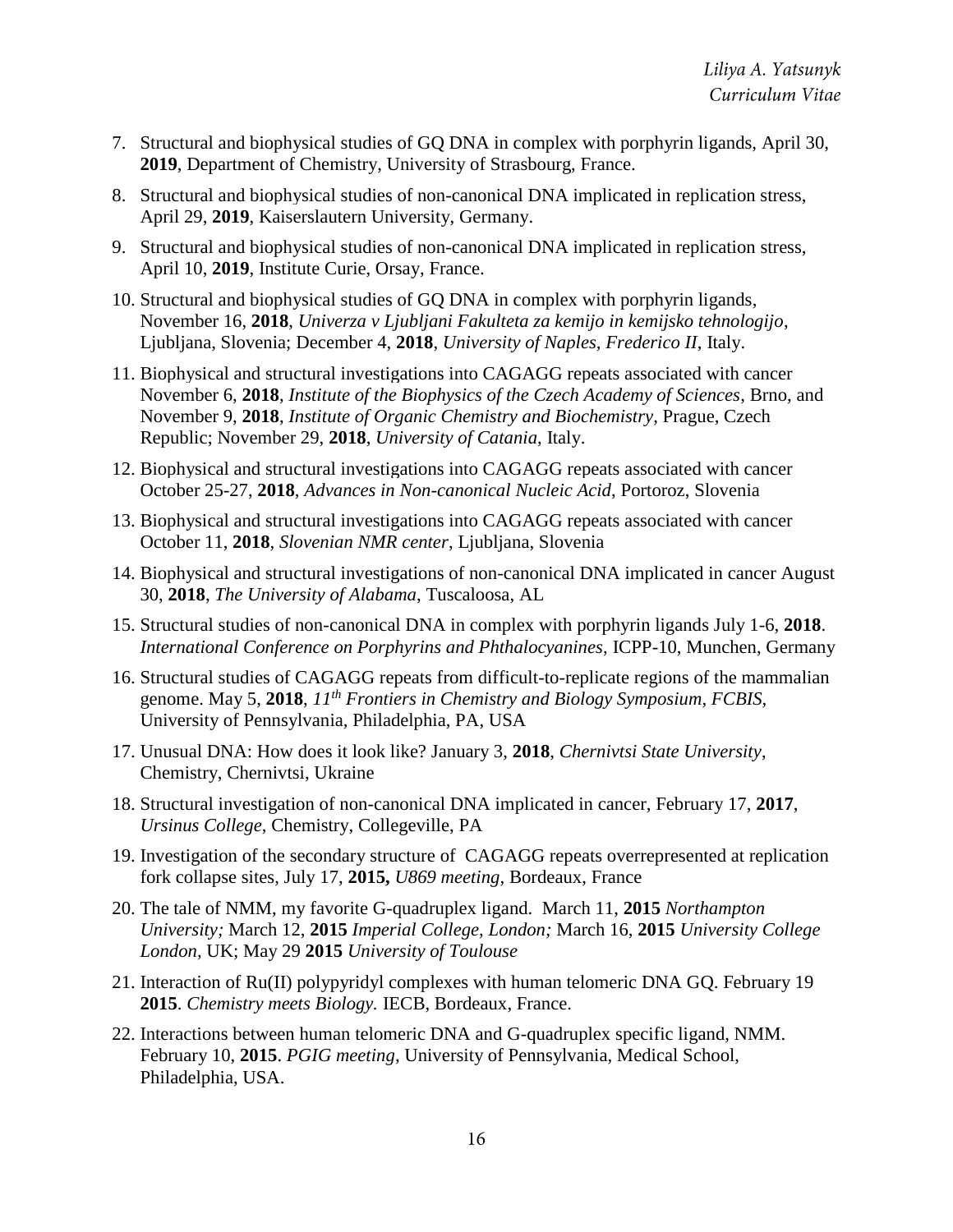7. Structural and biophysical studies of GQ DNA in complex with porphyrin ligands, April 30, **2019**, Department of Chemistry, University of Strasbourg, France.
8. Structural and biophysical studies of non-canonical DNA implicated in replication stress, April 29, **2019**, Kaiserslautern University, Germany.
9. Structural and biophysical studies of non-canonical DNA implicated in replication stress, April 10, **2019**, Institute Curie, Orsay, France.
10. Structural and biophysical studies of GQ DNA in complex with porphyrin ligands, November 16, **2018**, *Univerza v Ljubljani Fakulteta za kemijo in kemijsko tehnologijo*, Ljubljana, Slovenia; December 4, **2018**, *University of Naples, Frederico II*, Italy.
11. Biophysical and structural investigations into CAGAGG repeats associated with cancer November 6, **2018**, *Institute of the Biophysics of the Czech Academy of Sciences*, Brno, and November 9, **2018**, *Institute of Organic Chemistry and Biochemistry*, Prague, Czech Republic; November 29, **2018**, *University of Catania*, Italy.
12. Biophysical and structural investigations into CAGAGG repeats associated with cancer October 25-27, **2018**, *Advances in Non-canonical Nucleic Acid*, Portoroz, Slovenia
13. Biophysical and structural investigations into CAGAGG repeats associated with cancer October 11, **2018**, *Slovenian NMR center*, Ljubljana, Slovenia
14. Biophysical and structural investigations of non-canonical DNA implicated in cancer August 30, **2018**, *The University of Alabama*, Tuscaloosa, AL
15. Structural studies of non-canonical DNA in complex with porphyrin ligands July 1-6, **2018**. *International Conference on Porphyrins and Phthalocyanines*, ICPP-10, Munchen, Germany
16. Structural studies of CAGAGG repeats from difficult-to-replicate regions of the mammalian genome. May 5, **2018**, *11th Frontiers in Chemistry and Biology Symposium, FCBIS*, University of Pennsylvania, Philadelphia, PA, USA
17. Unusual DNA: How does it look like? January 3, **2018**, *Chernivtsi State University*, Chemistry, Chernivtsi, Ukraine
18. Structural investigation of non-canonical DNA implicated in cancer, February 17, **2017**, *Ursinus College*, Chemistry, Collegeville, PA
19. Investigation of the secondary structure of CAGAGG repeats overrepresented at replication fork collapse sites, July 17, **2015,** *U869 meeting*, Bordeaux, France
20. The tale of NMM, my favorite G-quadruplex ligand. March 11, **2015** *Northampton University;* March 12, **2015** *Imperial College, London;* March 16, **2015** *University College London*, UK; May 29 **2015** *University of Toulouse*
21. Interaction of Ru(II) polypyridyl complexes with human telomeric DNA GQ. February 19 **2015**. *Chemistry meets Biology.* IECB, Bordeaux, France.
22. Interactions between human telomeric DNA and G-quadruplex specific ligand, NMM. February 10, **2015**. *PGIG meeting*, University of Pennsylvania, Medical School, Philadelphia, USA.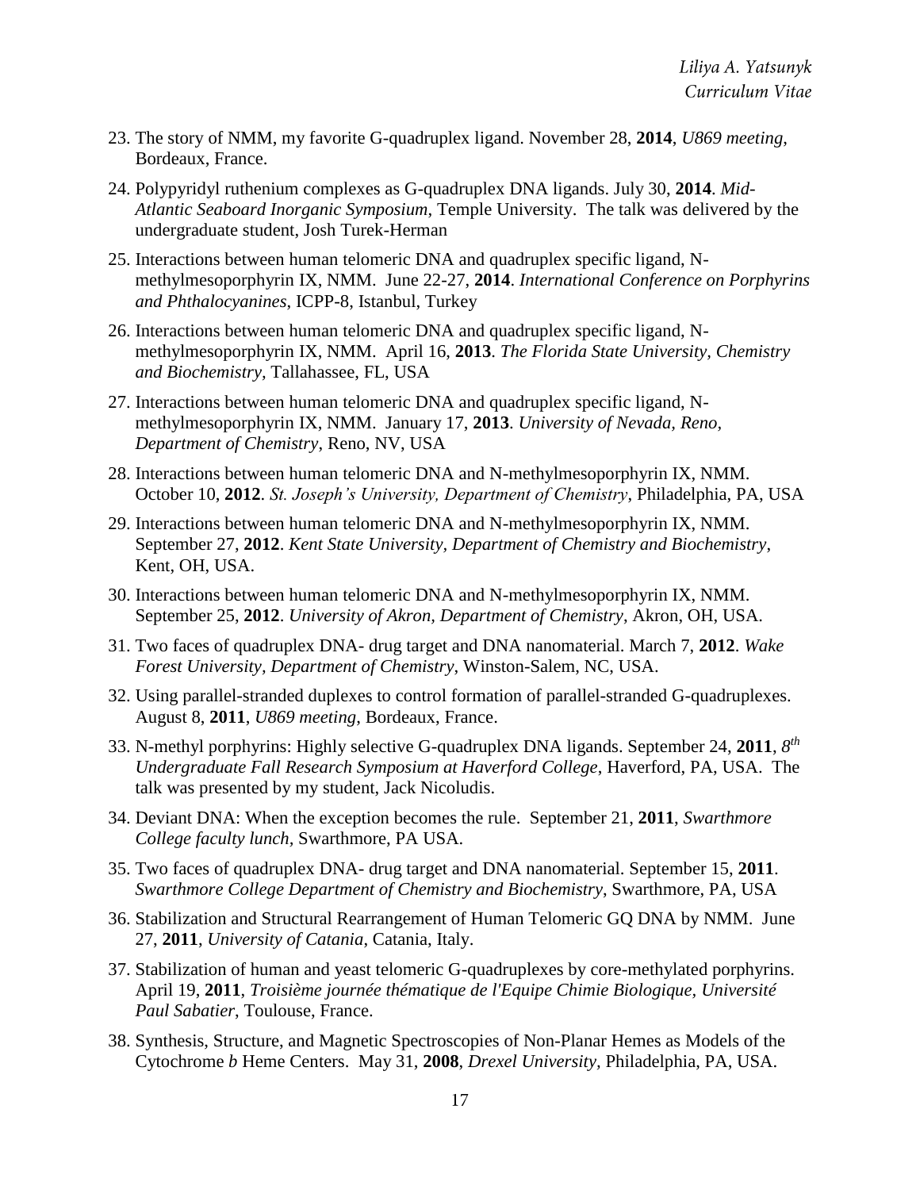23. The story of NMM, my favorite G-quadruplex ligand. November 28, **2014**, *U869 meeting*, Bordeaux, France.
24. Polypyridyl ruthenium complexes as G-quadruplex DNA ligands. July 30, **2014**. *Mid-Atlantic Seaboard Inorganic Symposium*, Temple University. The talk was delivered by the undergraduate student, Josh Turek-Herman
25. Interactions between human telomeric DNA and quadruplex specific ligand, N-methylmesoporphyrin IX, NMM. June 22-27, **2014**. *International Conference on Porphyrins and Phthalocyanines*, ICPP-8, Istanbul, Turkey
26. Interactions between human telomeric DNA and quadruplex specific ligand, N-methylmesoporphyrin IX, NMM. April 16, **2013**. *The Florida State University, Chemistry and Biochemistry*, Tallahassee, FL, USA
27. Interactions between human telomeric DNA and quadruplex specific ligand, N-methylmesoporphyrin IX, NMM. January 17, **2013**. *University of Nevada, Reno, Department of Chemistry*, Reno, NV, USA
28. Interactions between human telomeric DNA and N-methylmesoporphyrin IX, NMM. October 10, **2012**. *St. Joseph's University, Department of Chemistry*, Philadelphia, PA, USA
29. Interactions between human telomeric DNA and N-methylmesoporphyrin IX, NMM. September 27, **2012**. *Kent State University, Department of Chemistry and Biochemistry*, Kent, OH, USA.
30. Interactions between human telomeric DNA and N-methylmesoporphyrin IX, NMM. September 25, **2012**. *University of Akron, Department of Chemistry*, Akron, OH, USA.
31. Two faces of quadruplex DNA- drug target and DNA nanomaterial. March 7, **2012**. *Wake Forest University, Department of Chemistry*, Winston-Salem, NC, USA.
32. Using parallel-stranded duplexes to control formation of parallel-stranded G-quadruplexes. August 8, **2011**, *U869 meeting*, Bordeaux, France.
33. N-methyl porphyrins: Highly selective G-quadruplex DNA ligands. September 24, **2011**, *8th Undergraduate Fall Research Symposium at Haverford College*, Haverford, PA, USA. The talk was presented by my student, Jack Nicoludis.
34. Deviant DNA: When the exception becomes the rule. September 21, **2011**, *Swarthmore College faculty lunch*, Swarthmore, PA USA.
35. Two faces of quadruplex DNA- drug target and DNA nanomaterial. September 15, **2011**. *Swarthmore College Department of Chemistry and Biochemistry*, Swarthmore, PA, USA
36. Stabilization and Structural Rearrangement of Human Telomeric GQ DNA by NMM. June 27, **2011**, *University of Catania*, Catania, Italy.
37. Stabilization of human and yeast telomeric G-quadruplexes by core-methylated porphyrins. April 19, **2011**, *Troisième journée thématique de l'Equipe Chimie Biologique, Université Paul Sabatier*, Toulouse, France.
38. Synthesis, Structure, and Magnetic Spectroscopies of Non-Planar Hemes as Models of the Cytochrome *b* Heme Centers. May 31, **2008**, *Drexel University*, Philadelphia, PA, USA.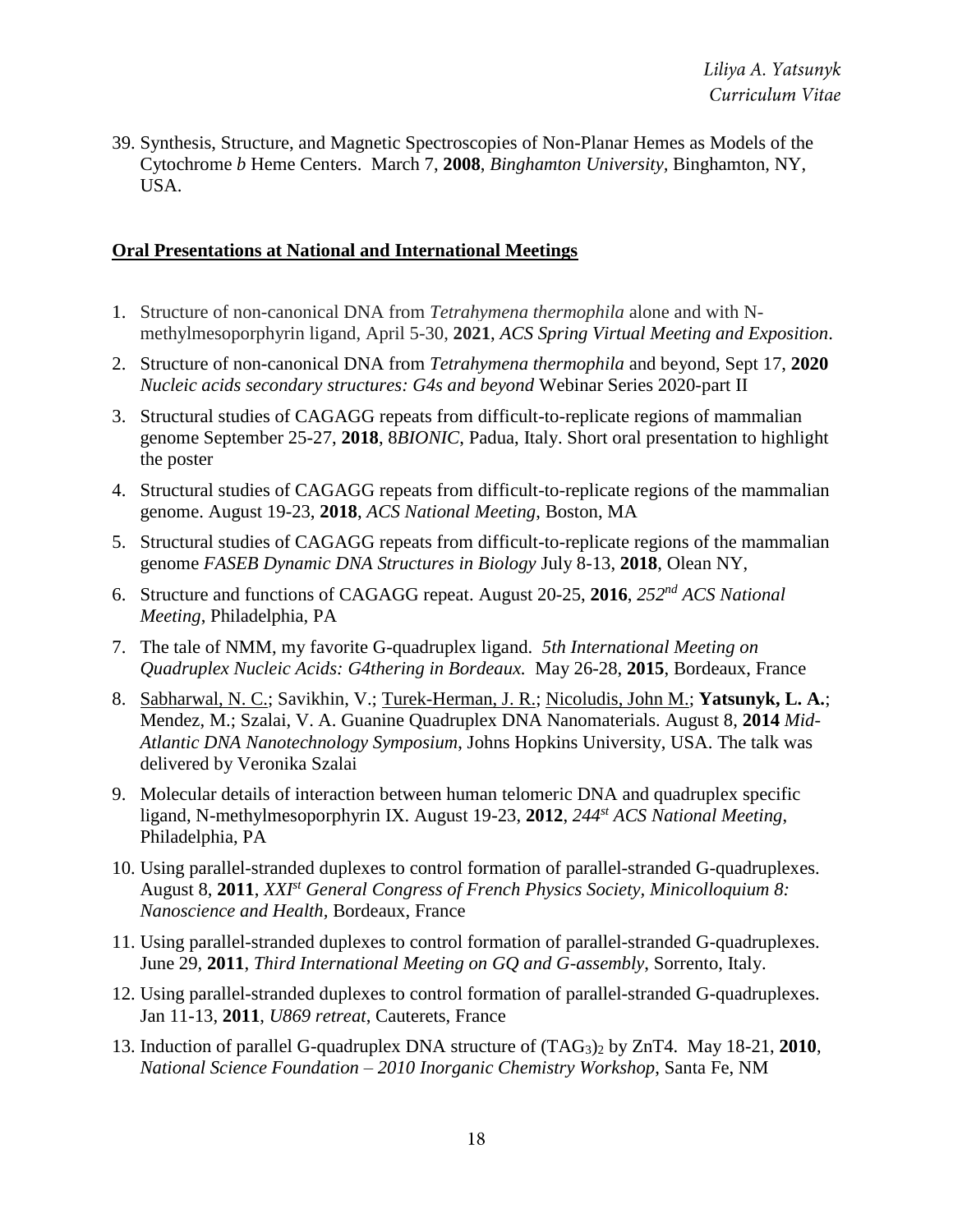39. Synthesis, Structure, and Magnetic Spectroscopies of Non-Planar Hemes as Models of the Cytochrome *b* Heme Centers. March 7, **2008**, *Binghamton University*, Binghamton, NY, USA.

**Oral Presentations at National and International Meetings**

1. Structure of non-canonical DNA from *Tetrahymena thermophila* alone and with N-methylmesoporphyrin ligand, April 5-30, **2021**, *ACS Spring Virtual Meeting and Exposition*.
2. Structure of non-canonical DNA from *Tetrahymena thermophila* and beyond, Sept 17, **2020** *Nucleic acids secondary structures: G4s and beyond* Webinar Series 2020-part II
3. Structural studies of CAGAGG repeats from difficult-to-replicate regions of mammalian genome September 25-27, **2018**, 8*BIONIC*, Padua, Italy. Short oral presentation to highlight the poster
4. Structural studies of CAGAGG repeats from difficult-to-replicate regions of the mammalian genome. August 19-23, **2018**, *ACS National Meeting*, Boston, MA
5. Structural studies of CAGAGG repeats from difficult-to-replicate regions of the mammalian genome *FASEB Dynamic DNA Structures in Biology* July 8-13, **2018**, Olean NY,
6. Structure and functions of CAGAGG repeat. August 20-25, **2016**, *252nd ACS National Meeting*, Philadelphia, PA
7. The tale of NMM, my favorite G-quadruplex ligand. *5th International Meeting on Quadruplex Nucleic Acids: G4thering in Bordeaux.* May 26-28, **2015**, Bordeaux, France
8. Sabharwal, N. C.; Savikhin, V.; Turek-Herman, J. R.; Nicoludis, John M.; **Yatsunyk, L. A.**; Mendez, M.; Szalai, V. A. Guanine Quadruplex DNA Nanomaterials. August 8, **2014** *Mid-Atlantic DNA Nanotechnology Symposium*, Johns Hopkins University, USA. The talk was delivered by Veronika Szalai
9. Molecular details of interaction between human telomeric DNA and quadruplex specific ligand, N-methylmesoporphyrin IX. August 19-23, **2012**, *244st ACS National Meeting*, Philadelphia, PA
10. Using parallel-stranded duplexes to control formation of parallel-stranded G-quadruplexes. August 8, **2011**, *XXIst General Congress of French Physics Society*, *Minicolloquium 8: Nanoscience and Health,* Bordeaux, France
11. Using parallel-stranded duplexes to control formation of parallel-stranded G-quadruplexes. June 29, **2011**, *Third International Meeting on GQ and G-assembly*, Sorrento, Italy.
12. Using parallel-stranded duplexes to control formation of parallel-stranded G-quadruplexes. Jan 11-13, **2011**, *U869 retreat*, Cauterets, France
13. Induction of parallel G-quadruplex DNA structure of $(TAG_3)_2$ by ZnT4. May 18-21, **2010**, *National Science Foundation – 2010 Inorganic Chemistry Workshop*, Santa Fe, NM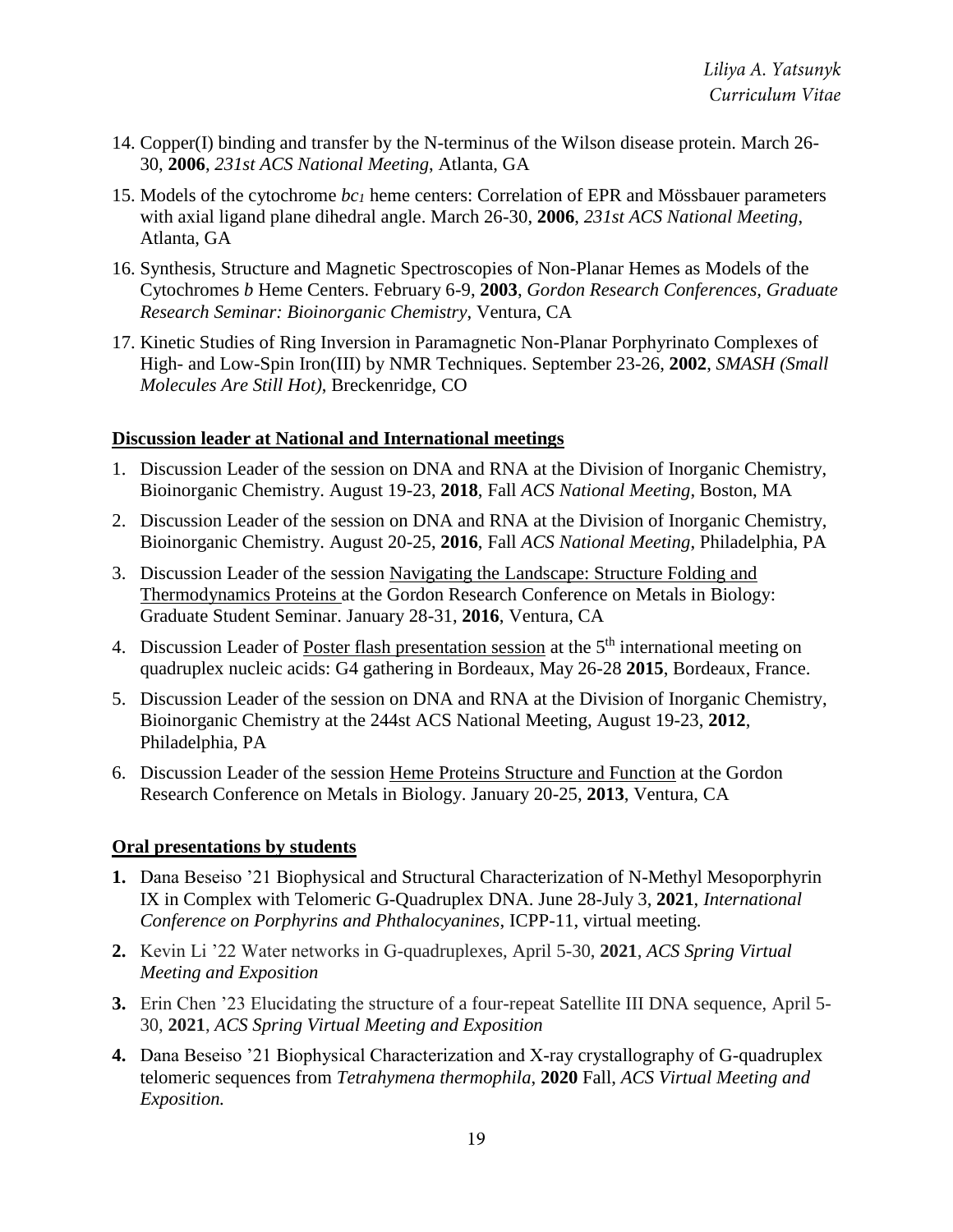14. Copper(I) binding and transfer by the N-terminus of the Wilson disease protein. March 26-30, **2006**, *231st ACS National Meeting*, Atlanta, GA
15. Models of the cytochrome *bc*$_1$ heme centers: Correlation of EPR and Mössbauer parameters with axial ligand plane dihedral angle. March 26-30, **2006**, *231st ACS National Meeting*, Atlanta, GA
16. Synthesis, Structure and Magnetic Spectroscopies of Non-Planar Hemes as Models of the Cytochromes *b* Heme Centers. February 6-9, **2003**, *Gordon Research Conferences, Graduate Research Seminar: Bioinorganic Chemistry*, Ventura, CA
17. Kinetic Studies of Ring Inversion in Paramagnetic Non-Planar Porphyrinato Complexes of High- and Low-Spin Iron(III) by NMR Techniques. September 23-26, **2002**, *SMASH (Small Molecules Are Still Hot)*, Breckenridge, CO

## Discussion leader at National and International meetings

1. Discussion Leader of the session on DNA and RNA at the Division of Inorganic Chemistry, Bioinorganic Chemistry. August 19-23, **2018**, Fall *ACS National Meeting*, Boston, MA
2. Discussion Leader of the session on DNA and RNA at the Division of Inorganic Chemistry, Bioinorganic Chemistry. August 20-25, **2016**, Fall *ACS National Meeting*, Philadelphia, PA
3. Discussion Leader of the session Navigating the Landscape: Structure Folding and Thermodynamics Proteins at the Gordon Research Conference on Metals in Biology: Graduate Student Seminar. January 28-31, **2016**, Ventura, CA
4. Discussion Leader of Poster flash presentation session at the 5th international meeting on quadruplex nucleic acids: G4 gathering in Bordeaux, May 26-28 **2015**, Bordeaux, France.
5. Discussion Leader of the session on DNA and RNA at the Division of Inorganic Chemistry, Bioinorganic Chemistry at the 244st ACS National Meeting, August 19-23, **2012**, Philadelphia, PA
6. Discussion Leader of the session Heme Proteins Structure and Function at the Gordon Research Conference on Metals in Biology. January 20-25, **2013**, Ventura, CA

## Oral presentations by students

1. Dana Beseiso '21 Biophysical and Structural Characterization of N-Methyl Mesoporphyrin IX in Complex with Telomeric G-Quadruplex DNA. June 28-July 3, **2021**, *International Conference on Porphyrins and Phthalocyanines*, ICPP-11, virtual meeting.
2. Kevin Li '22 Water networks in G-quadruplexes, April 5-30, **2021**, *ACS Spring Virtual Meeting and Exposition*
3. Erin Chen '23 Elucidating the structure of a four-repeat Satellite III DNA sequence, April 5-30, **2021**, *ACS Spring Virtual Meeting and Exposition*
4. Dana Beseiso '21 Biophysical Characterization and X-ray crystallography of G-quadruplex telomeric sequences from *Tetrahymena thermophila*, **2020** Fall, *ACS Virtual Meeting and Exposition.*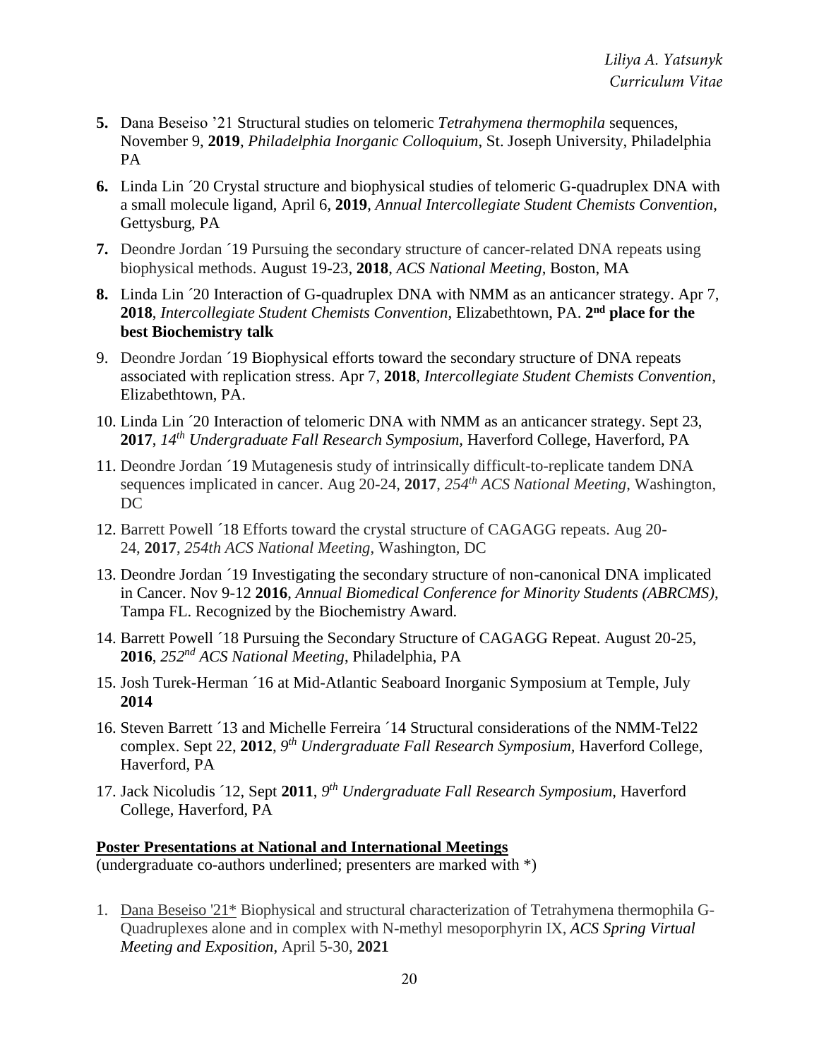**5.** Dana Beseiso ’21 Structural studies on telomeric *Tetrahymena thermophila* sequences, November 9, **2019**, *Philadelphia Inorganic Colloquium*, St. Joseph University, Philadelphia PA

**6.** Linda Lin ´20 Crystal structure and biophysical studies of telomeric G-quadruplex DNA with a small molecule ligand, April 6, **2019**, *Annual Intercollegiate Student Chemists Convention*, Gettysburg, PA

**7.** Deondre Jordan ´19 Pursuing the secondary structure of cancer-related DNA repeats using biophysical methods. August 19-23, **2018**, *ACS National Meeting*, Boston, MA

**8.** Linda Lin ´20 Interaction of G-quadruplex DNA with NMM as an anticancer strategy. Apr 7, **2018**, *Intercollegiate Student Chemists Convention*, Elizabethtown, PA. **2nd place for the best Biochemistry talk**

9. Deondre Jordan ´19 Biophysical efforts toward the secondary structure of DNA repeats associated with replication stress. Apr 7, **2018**, *Intercollegiate Student Chemists Convention*, Elizabethtown, PA.

10. Linda Lin ´20 Interaction of telomeric DNA with NMM as an anticancer strategy. Sept 23, **2017**, *14th Undergraduate Fall Research Symposium,* Haverford College, Haverford, PA

11. Deondre Jordan ´19 Mutagenesis study of intrinsically difficult-to-replicate tandem DNA sequences implicated in cancer. Aug 20-24, **2017**, *254th ACS National Meeting*, Washington, DC

12. Barrett Powell ´18 Efforts toward the crystal structure of CAGAGG repeats. Aug 20-24, **2017**, *254th ACS National Meeting*, Washington, DC

13. Deondre Jordan ´19 Investigating the secondary structure of non-canonical DNA implicated in Cancer. Nov 9-12 **2016**, *Annual Biomedical Conference for Minority Students (ABRCMS)*, Tampa FL. Recognized by the Biochemistry Award.

14. Barrett Powell ´18 Pursuing the Secondary Structure of CAGAGG Repeat. August 20-25, **2016**, *252nd ACS National Meeting*, Philadelphia, PA

15. Josh Turek-Herman ´16 at Mid-Atlantic Seaboard Inorganic Symposium at Temple, July **2014**

16. Steven Barrett ´13 and Michelle Ferreira ´14 Structural considerations of the NMM-Tel22 complex. Sept 22, **2012**, *9th Undergraduate Fall Research Symposium,* Haverford College, Haverford, PA

17. Jack Nicoludis ´12, Sept **2011**, *9th Undergraduate Fall Research Symposium*, Haverford College, Haverford, PA

**Poster Presentations at National and International Meetings**

(undergraduate co-authors underlined; presenters are marked with *)

1. Dana Beseiso '21* Biophysical and structural characterization of Tetrahymena thermophila G-Quadruplexes alone and in complex with N-methyl mesoporphyrin IX, *ACS Spring Virtual Meeting and Exposition*, April 5-30, **2021**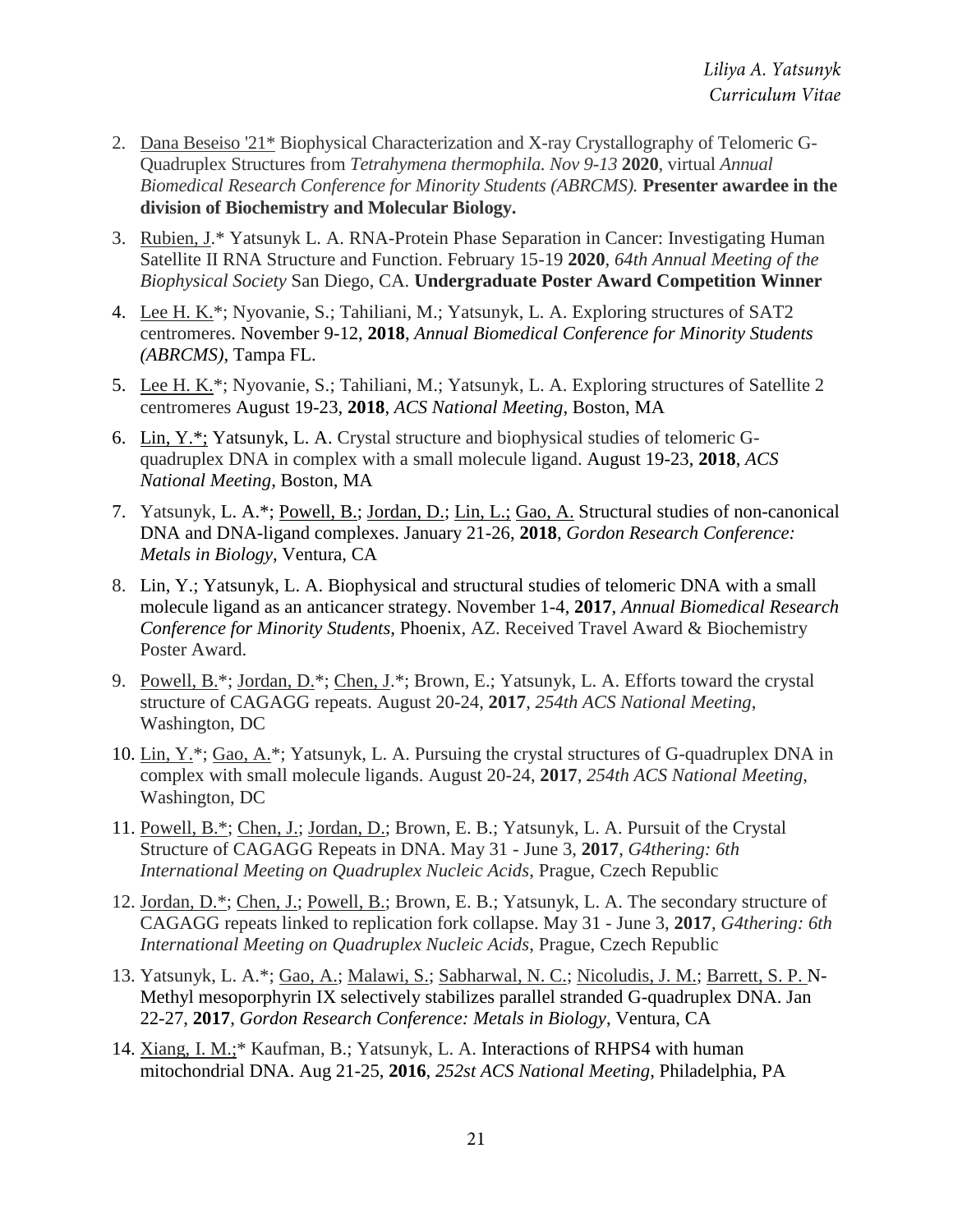2. Dana Beseiso '21* Biophysical Characterization and X-ray Crystallography of Telomeric G-Quadruplex Structures from *Tetrahymena thermophila. Nov 9-13* **2020**, virtual *Annual Biomedical Research Conference for Minority Students (ABRCMS).* **Presenter awardee in the division of Biochemistry and Molecular Biology.**

3. Rubien, J.* Yatsunyk L. A. RNA-Protein Phase Separation in Cancer: Investigating Human Satellite II RNA Structure and Function. February 15-19 **2020**, *64th Annual Meeting of the Biophysical Society* San Diego, CA. **Undergraduate Poster Award Competition Winner**

4. Lee H. K.*; Nyovanie, S.; Tahiliani, M.; Yatsunyk, L. A. Exploring structures of SAT2 centromeres. November 9-12, **2018**, *Annual Biomedical Conference for Minority Students (ABRCMS)*, Tampa FL.

5. Lee H. K.*; Nyovanie, S.; Tahiliani, M.; Yatsunyk, L. A. Exploring structures of Satellite 2 centromeres August 19-23, **2018**, *ACS National Meeting*, Boston, MA

6. Lin, Y.*; Yatsunyk, L. A. Crystal structure and biophysical studies of telomeric G-quadruplex DNA in complex with a small molecule ligand. August 19-23, **2018**, *ACS National Meeting*, Boston, MA

7. Yatsunyk, L. A.*; Powell, B.; Jordan, D.; Lin, L.; Gao, A. Structural studies of non-canonical DNA and DNA-ligand complexes. January 21-26, **2018**, *Gordon Research Conference: Metals in Biology*, Ventura, CA

8. Lin, Y.; Yatsunyk, L. A. Biophysical and structural studies of telomeric DNA with a small molecule ligand as an anticancer strategy. November 1-4, **2017**, *Annual Biomedical Research Conference for Minority Students,* Phoenix, AZ. Received Travel Award & Biochemistry Poster Award.

9. Powell, B.*; Jordan, D.*; Chen, J.*; Brown, E.; Yatsunyk, L. A. Efforts toward the crystal structure of CAGAGG repeats. August 20-24, **2017**, *254th ACS National Meeting*, Washington, DC

10. Lin, Y.*; Gao, A.*; Yatsunyk, L. A. Pursuing the crystal structures of G-quadruplex DNA in complex with small molecule ligands. August 20-24, **2017**, *254th ACS National Meeting*, Washington, DC

11. Powell, B.*; Chen, J.; Jordan, D.; Brown, E. B.; Yatsunyk, L. A. Pursuit of the Crystal Structure of CAGAGG Repeats in DNA. May 31 - June 3, **2017**, *G4thering: 6th International Meeting on Quadruplex Nucleic Acids*, Prague, Czech Republic

12. Jordan, D.*; Chen, J.; Powell, B.; Brown, E. B.; Yatsunyk, L. A. The secondary structure of CAGAGG repeats linked to replication fork collapse. May 31 - June 3, **2017**, *G4thering: 6th International Meeting on Quadruplex Nucleic Acids*, Prague, Czech Republic

13. Yatsunyk, L. A.*; Gao, A.; Malawi, S.; Sabharwal, N. C.; Nicoludis, J. M.; Barrett, S. P. N-Methyl mesoporphyrin IX selectively stabilizes parallel stranded G-quadruplex DNA. Jan 22-27, **2017**, *Gordon Research Conference: Metals in Biology*, Ventura, CA

14. Xiang, I. M.;* Kaufman, B.; Yatsunyk, L. A. Interactions of RHPS4 with human mitochondrial DNA. Aug 21-25, **2016**, *252st ACS National Meeting*, Philadelphia, PA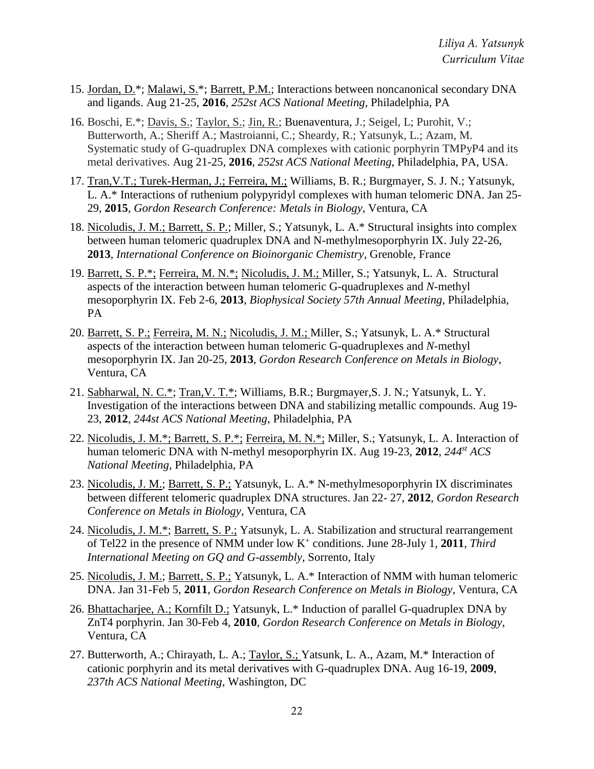15. Jordan, D.*; Malawi, S.*; Barrett, P.M.; Interactions between noncanonical secondary DNA and ligands. Aug 21-25, **2016**, *252st ACS National Meeting*, Philadelphia, PA

16. Boschi, E.*; Davis, S.; Taylor, S.; Jin, R.; Buenaventura, J.; Seigel, L; Purohit, V.; Butterworth, A.; Sheriff A.; Mastroianni, C.; Sheardy, R.; Yatsunyk, L.; Azam, M. Systematic study of G-quadruplex DNA complexes with cationic porphyrin TMPyP4 and its metal derivatives. Aug 21-25, **2016**, *252st ACS National Meeting*, Philadelphia, PA, USA.

17. Tran,V.T.; Turek-Herman, J.; Ferreira, M.; Williams, B. R.; Burgmayer, S. J. N.; Yatsunyk, L. A.* Interactions of ruthenium polypyridyl complexes with human telomeric DNA. Jan 25-29, **2015**, *Gordon Research Conference: Metals in Biology*, Ventura, CA

18. Nicoludis, J. M.; Barrett, S. P.; Miller, S.; Yatsunyk, L. A.* Structural insights into complex between human telomeric quadruplex DNA and N-methylmesoporphyrin IX. July 22-26, **2013**, *International Conference on Bioinorganic Chemistry*, Grenoble, France

19. Barrett, S. P.*; Ferreira, M. N.*; Nicoludis, J. M.; Miller, S.; Yatsunyk, L. A. Structural aspects of the interaction between human telomeric G-quadruplexes and *N*-methyl mesoporphyrin IX. Feb 2-6, **2013**, *Biophysical Society 57th Annual Meeting*, Philadelphia, PA

20. Barrett, S. P.; Ferreira, M. N.; Nicoludis, J. M.; Miller, S.; Yatsunyk, L. A.* Structural aspects of the interaction between human telomeric G-quadruplexes and *N*-methyl mesoporphyrin IX. Jan 20-25, **2013**, *Gordon Research Conference on Metals in Biology*, Ventura, CA

21. Sabharwal, N. C.*; Tran,V. T.*; Williams, B.R.; Burgmayer,S. J. N.; Yatsunyk, L. Y. Investigation of the interactions between DNA and stabilizing metallic compounds. Aug 19-23, **2012**, *244st ACS National Meeting*, Philadelphia, PA

22. Nicoludis, J. M.*; Barrett, S. P.*; Ferreira, M. N.*; Miller, S.; Yatsunyk, L. A. Interaction of human telomeric DNA with N-methyl mesoporphyrin IX. Aug 19-23, **2012**, *244st ACS National Meeting*, Philadelphia, PA

23. Nicoludis, J. M.; Barrett, S. P.; Yatsunyk, L. A.* N-methylmesoporphyrin IX discriminates between different telomeric quadruplex DNA structures. Jan 22- 27, **2012**, *Gordon Research Conference on Metals in Biology*, Ventura, CA

24. Nicoludis, J. M.*; Barrett, S. P.; Yatsunyk, L. A. Stabilization and structural rearrangement of Tel22 in the presence of NMM under low $K^+$ conditions. June 28-July 1, **2011**, *Third International Meeting on GQ and G-assembly*, Sorrento, Italy

25. Nicoludis, J. M.; Barrett, S. P.; Yatsunyk, L. A.* Interaction of NMM with human telomeric DNA. Jan 31-Feb 5, **2011**, *Gordon Research Conference on Metals in Biology*, Ventura, CA

26. Bhattacharjee, A.; Kornfilt D.; Yatsunyk, L.* Induction of parallel G-quadruplex DNA by ZnT4 porphyrin. Jan 30-Feb 4, **2010**, *Gordon Research Conference on Metals in Biology*, Ventura, CA

27. Butterworth, A.; Chirayath, L. A.; Taylor, S.; Yatsunk, L. A., Azam, M.* Interaction of cationic porphyrin and its metal derivatives with G-quadruplex DNA. Aug 16-19, **2009**, *237th ACS National Meeting*, Washington, DC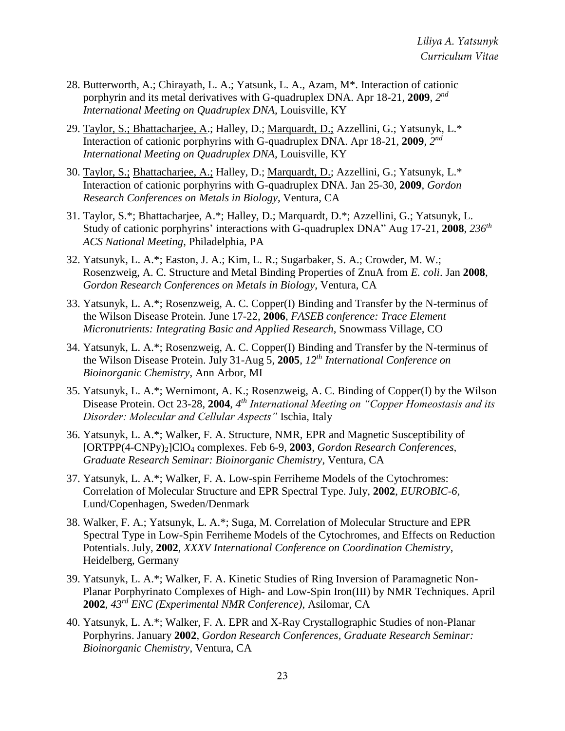28. Butterworth, A.; Chirayath, L. A.; Yatsunk, L. A., Azam, M*. Interaction of cationic porphyrin and its metal derivatives with G-quadruplex DNA. Apr 18-21, **2009**, *2nd International Meeting on Quadruplex DNA,* Louisville, KY

29. Taylor, S.; Bhattacharjee, A.; Halley, D.; Marquardt, D.; Azzellini, G.; Yatsunyk, L.* Interaction of cationic porphyrins with G-quadruplex DNA. Apr 18-21, **2009**, *2nd International Meeting on Quadruplex DNA,* Louisville, KY

30. Taylor, S.; Bhattacharjee, A.; Halley, D.; Marquardt, D.; Azzellini, G.; Yatsunyk, L.* Interaction of cationic porphyrins with G-quadruplex DNA. Jan 25-30, **2009**, *Gordon Research Conferences on Metals in Biology*, Ventura, CA

31. Taylor, S.*; Bhattacharjee, A.*; Halley, D.; Marquardt, D.*; Azzellini, G.; Yatsunyk, L. Study of cationic porphyrins' interactions with G-quadruplex DNA" Aug 17-21, **2008**, *236th ACS National Meeting*, Philadelphia, PA

32. Yatsunyk, L. A.*; Easton, J. A.; Kim, L. R.; Sugarbaker, S. A.; Crowder, M. W.; Rosenzweig, A. C. Structure and Metal Binding Properties of ZnuA from *E. coli*. Jan **2008**, *Gordon Research Conferences on Metals in Biology*, Ventura, CA

33. Yatsunyk, L. A.*; Rosenzweig, A. C. Copper(I) Binding and Transfer by the N-terminus of the Wilson Disease Protein. June 17-22, **2006**, *FASEB conference: Trace Element Micronutrients: Integrating Basic and Applied Research*, Snowmass Village, CO

34. Yatsunyk, L. A.*; Rosenzweig, A. C. Copper(I) Binding and Transfer by the N-terminus of the Wilson Disease Protein. July 31-Aug 5, **2005**, *12th International Conference on Bioinorganic Chemistry*, Ann Arbor, MI

35. Yatsunyk, L. A.*; Wernimont, A. K.; Rosenzweig, A. C. Binding of Copper(I) by the Wilson Disease Protein. Oct 23-28, **2004**, *4th International Meeting on "Copper Homeostasis and its Disorder: Molecular and Cellular Aspects"* Ischia, Italy

36. Yatsunyk, L. A.*; Walker, F. A. Structure, NMR, EPR and Magnetic Susceptibility of $[ORTPP(4\text{-}CNPy)_2]ClO_4$ complexes. Feb 6-9, **2003**, *Gordon Research Conferences, Graduate Research Seminar: Bioinorganic Chemistry*, Ventura, CA

37. Yatsunyk, L. A.*; Walker, F. A. Low-spin Ferriheme Models of the Cytochromes: Correlation of Molecular Structure and EPR Spectral Type. July, **2002**, *EUROBIC-6*, Lund/Copenhagen, Sweden/Denmark

38. Walker, F. A.; Yatsunyk, L. A.*; Suga, M. Correlation of Molecular Structure and EPR Spectral Type in Low-Spin Ferriheme Models of the Cytochromes, and Effects on Reduction Potentials. July, **2002**, *XXXV International Conference on Coordination Chemistry*, Heidelberg, Germany

39. Yatsunyk, L. A.*; Walker, F. A. Kinetic Studies of Ring Inversion of Paramagnetic Non-Planar Porphyrinato Complexes of High- and Low-Spin Iron(III) by NMR Techniques. April **2002**, *43rd ENC (Experimental NMR Conference)*, Asilomar, CA

40. Yatsunyk, L. A.*; Walker, F. A. EPR and X-Ray Crystallographic Studies of non-Planar Porphyrins. January **2002**, *Gordon Research Conferences, Graduate Research Seminar: Bioinorganic Chemistry*, Ventura, CA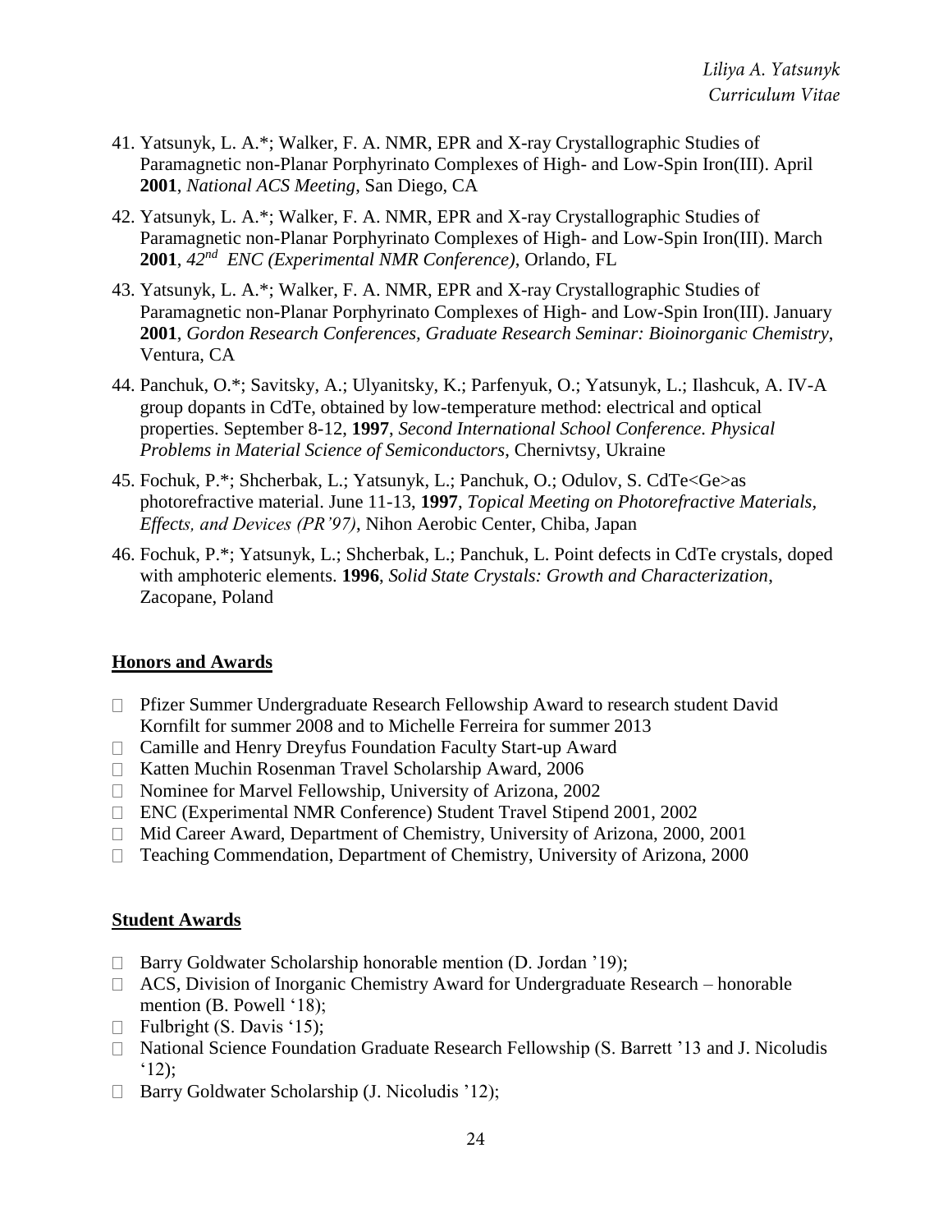41. Yatsunyk, L. A.*; Walker, F. A. NMR, EPR and X-ray Crystallographic Studies of Paramagnetic non-Planar Porphyrinato Complexes of High- and Low-Spin Iron(III). April **2001**, *National ACS Meeting*, San Diego, CA

42. Yatsunyk, L. A.*; Walker, F. A. NMR, EPR and X-ray Crystallographic Studies of Paramagnetic non-Planar Porphyrinato Complexes of High- and Low-Spin Iron(III). March **2001**, *42nd ENC (Experimental NMR Conference)*, Orlando, FL

43. Yatsunyk, L. A.*; Walker, F. A. NMR, EPR and X-ray Crystallographic Studies of Paramagnetic non-Planar Porphyrinato Complexes of High- and Low-Spin Iron(III). January **2001**, *Gordon Research Conferences, Graduate Research Seminar: Bioinorganic Chemistry*, Ventura, CA

44. Panchuk, O.*; Savitsky, A.; Ulyanitsky, K.; Parfenyuk, O.; Yatsunyk, L.; Ilashcuk, A. IV-A group dopants in CdTe, obtained by low-temperature method: electrical and optical properties. September 8-12, **1997**, *Second International School Conference. Physical Problems in Material Science of Semiconductors*, Chernivtsy, Ukraine

45. Fochuk, P.*; Shcherbak, L.; Yatsunyk, L.; Panchuk, O.; Odulov, S. CdTe<Ge>as photorefractive material. June 11-13, **1997**, *Topical Meeting on Photorefractive Materials, Effects, and Devices (PR'97)*, Nihon Aerobic Center, Chiba, Japan

46. Fochuk, P.*; Yatsunyk, L.; Shcherbak, L.; Panchuk, L. Point defects in CdTe crystals, doped with amphoteric elements. **1996**, *Solid State Crystals: Growth and Characterization*, Zacopane, Poland

## Honors and Awards

- Pfizer Summer Undergraduate Research Fellowship Award to research student David Kornfilt for summer 2008 and to Michelle Ferreira for summer 2013
- Camille and Henry Dreyfus Foundation Faculty Start-up Award
- Katten Muchin Rosenman Travel Scholarship Award, 2006
- Nominee for Marvel Fellowship, University of Arizona, 2002
- ENC (Experimental NMR Conference) Student Travel Stipend 2001, 2002
- Mid Career Award, Department of Chemistry, University of Arizona, 2000, 2001
- Teaching Commendation, Department of Chemistry, University of Arizona, 2000

## Student Awards

- Barry Goldwater Scholarship honorable mention (D. Jordan '19);
- ACS, Division of Inorganic Chemistry Award for Undergraduate Research – honorable mention (B. Powell '18);
- Fulbright (S. Davis '15);
- National Science Foundation Graduate Research Fellowship (S. Barrett '13 and J. Nicoludis '12);
- Barry Goldwater Scholarship (J. Nicoludis '12);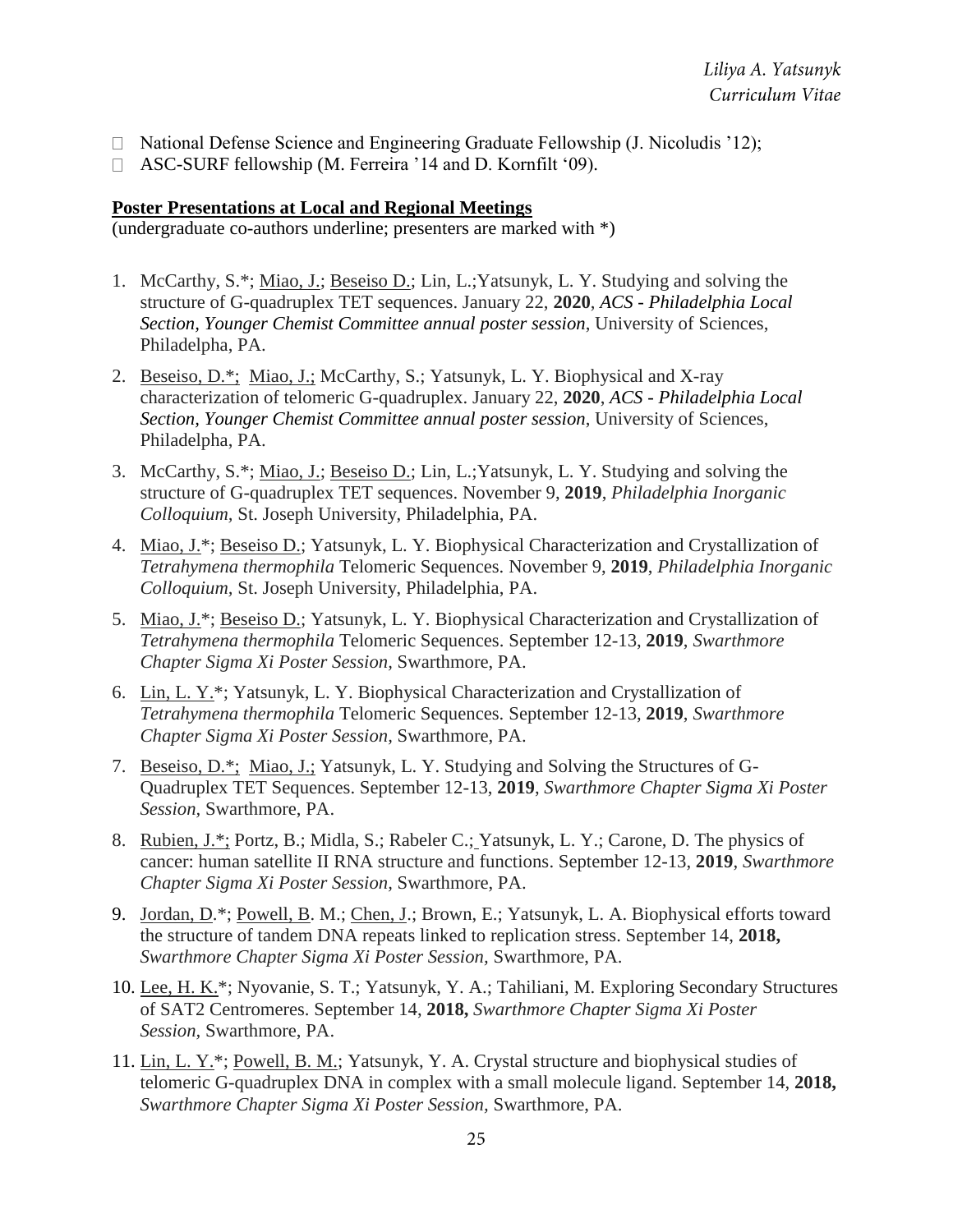- National Defense Science and Engineering Graduate Fellowship (J. Nicoludis '12);
- ASC-SURF fellowship (M. Ferreira '14 and D. Kornfilt '09).

**Poster Presentations at Local and Regional Meetings**

(undergraduate co-authors underline; presenters are marked with *)

1. McCarthy, S.*; Miao, J.; Beseiso D.; Lin, L.;Yatsunyk, L. Y. Studying and solving the structure of G-quadruplex TET sequences. January 22, **2020**, *ACS - Philadelphia Local Section, Younger Chemist Committee annual poster session*, University of Sciences, Philadelpha, PA.
2. Beseiso, D.*; Miao, J.; McCarthy, S.; Yatsunyk, L. Y. Biophysical and X-ray characterization of telomeric G-quadruplex. January 22, **2020**, *ACS - Philadelphia Local Section, Younger Chemist Committee annual poster session*, University of Sciences, Philadelpha, PA.
3. McCarthy, S.*; Miao, J.; Beseiso D.; Lin, L.;Yatsunyk, L. Y. Studying and solving the structure of G-quadruplex TET sequences. November 9, **2019**, *Philadelphia Inorganic Colloquium*, St. Joseph University, Philadelphia, PA.
4. Miao, J.*; Beseiso D.; Yatsunyk, L. Y. Biophysical Characterization and Crystallization of *Tetrahymena thermophila* Telomeric Sequences. November 9, **2019**, *Philadelphia Inorganic Colloquium*, St. Joseph University, Philadelphia, PA.
5. Miao, J.*; Beseiso D.; Yatsunyk, L. Y. Biophysical Characterization and Crystallization of *Tetrahymena thermophila* Telomeric Sequences. September 12-13, **2019**, *Swarthmore Chapter Sigma Xi Poster Session*, Swarthmore, PA.
6. Lin, L. Y.*; Yatsunyk, L. Y. Biophysical Characterization and Crystallization of *Tetrahymena thermophila* Telomeric Sequences. September 12-13, **2019**, *Swarthmore Chapter Sigma Xi Poster Session*, Swarthmore, PA.
7. Beseiso, D.*; Miao, J.; Yatsunyk, L. Y. Studying and Solving the Structures of G-Quadruplex TET Sequences. September 12-13, **2019**, *Swarthmore Chapter Sigma Xi Poster Session*, Swarthmore, PA.
8. Rubien, J.*; Portz, B.; Midla, S.; Rabeler C.; Yatsunyk, L. Y.; Carone, D. The physics of cancer: human satellite II RNA structure and functions. September 12-13, **2019**, *Swarthmore Chapter Sigma Xi Poster Session*, Swarthmore, PA.
9. Jordan, D.*; Powell, B. M.; Chen, J.; Brown, E.; Yatsunyk, L. A. Biophysical efforts toward the structure of tandem DNA repeats linked to replication stress. September 14, **2018,** *Swarthmore Chapter Sigma Xi Poster Session,* Swarthmore, PA.
10. Lee, H. K.*; Nyovanie, S. T.; Yatsunyk, Y. A.; Tahiliani, M. Exploring Secondary Structures of SAT2 Centromeres. September 14, **2018,** *Swarthmore Chapter Sigma Xi Poster Session,* Swarthmore, PA.
11. Lin, L. Y.*; Powell, B. M.; Yatsunyk, Y. A. Crystal structure and biophysical studies of telomeric G-quadruplex DNA in complex with a small molecule ligand. September 14, **2018,** *Swarthmore Chapter Sigma Xi Poster Session,* Swarthmore, PA.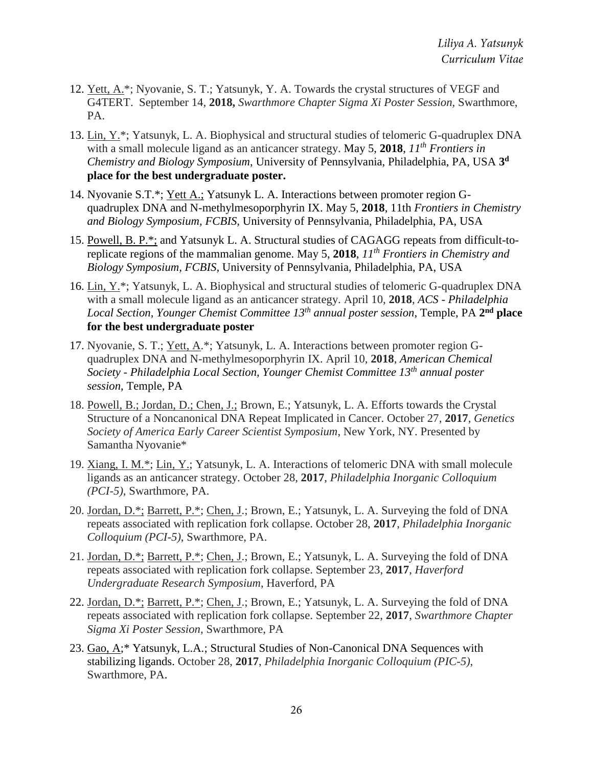12. Yett, A.*; Nyovanie, S. T.; Yatsunyk, Y. A. Towards the crystal structures of VEGF and G4TERT. September 14, **2018,** *Swarthmore Chapter Sigma Xi Poster Session,* Swarthmore, PA.

13. Lin, Y.*; Yatsunyk, L. A. Biophysical and structural studies of telomeric G-quadruplex DNA with a small molecule ligand as an anticancer strategy. May 5, **2018**, *11th Frontiers in Chemistry and Biology Symposium*, University of Pennsylvania, Philadelphia, PA, USA **3d place for the best undergraduate poster.**

14. Nyovanie S.T.*; Yett A.; Yatsunyk L. A. Interactions between promoter region G-quadruplex DNA and N-methylmesoporphyrin IX. May 5, **2018**, 11th *Frontiers in Chemistry and Biology Symposium, FCBIS,* University of Pennsylvania, Philadelphia, PA, USA

15. Powell, B. P.*; and Yatsunyk L. A. Structural studies of CAGAGG repeats from difficult-to-replicate regions of the mammalian genome. May 5, **2018**, *11th Frontiers in Chemistry and Biology Symposium*, *FCBIS*, University of Pennsylvania, Philadelphia, PA, USA

16. Lin, Y.*; Yatsunyk, L. A. Biophysical and structural studies of telomeric G-quadruplex DNA with a small molecule ligand as an anticancer strategy. April 10, **2018**, *ACS - Philadelphia Local Section, Younger Chemist Committee 13th annual poster session*, Temple, PA **2nd place for the best undergraduate poster**

17. Nyovanie, S. T.; Yett, A.*; Yatsunyk, L. A. Interactions between promoter region G-quadruplex DNA and N-methylmesoporphyrin IX. April 10, **2018**, *American Chemical Society - Philadelphia Local Section, Younger Chemist Committee 13th annual poster session*, Temple, PA

18. Powell, B.; Jordan, D.; Chen, J.; Brown, E.; Yatsunyk, L. A. Efforts towards the Crystal Structure of a Noncanonical DNA Repeat Implicated in Cancer. October 27, **2017**, *Genetics Society of America Early Career Scientist Symposium*, New York, NY. Presented by Samantha Nyovanie*

19. Xiang, I. M.*; Lin, Y.; Yatsunyk, L. A. Interactions of telomeric DNA with small molecule ligands as an anticancer strategy. October 28, **2017**, *Philadelphia Inorganic Colloquium (PCI-5)*, Swarthmore, PA.

20. Jordan, D.*; Barrett, P.*; Chen, J.; Brown, E.; Yatsunyk, L. A. Surveying the fold of DNA repeats associated with replication fork collapse. October 28, **2017**, *Philadelphia Inorganic Colloquium (PCI-5)*, Swarthmore, PA.

21. Jordan, D.*; Barrett, P.*; Chen, J.; Brown, E.; Yatsunyk, L. A. Surveying the fold of DNA repeats associated with replication fork collapse. September 23, **2017**, *Haverford Undergraduate Research Symposium*, Haverford, PA

22. Jordan, D.*; Barrett, P.*; Chen, J.; Brown, E.; Yatsunyk, L. A. Surveying the fold of DNA repeats associated with replication fork collapse. September 22, **2017**, *Swarthmore Chapter Sigma Xi Poster Session*, Swarthmore, PA

23. Gao, A;* Yatsunyk, L.A.; Structural Studies of Non-Canonical DNA Sequences with stabilizing ligands. October 28, **2017**, *Philadelphia Inorganic Colloquium (PIC-5)*, Swarthmore, PA.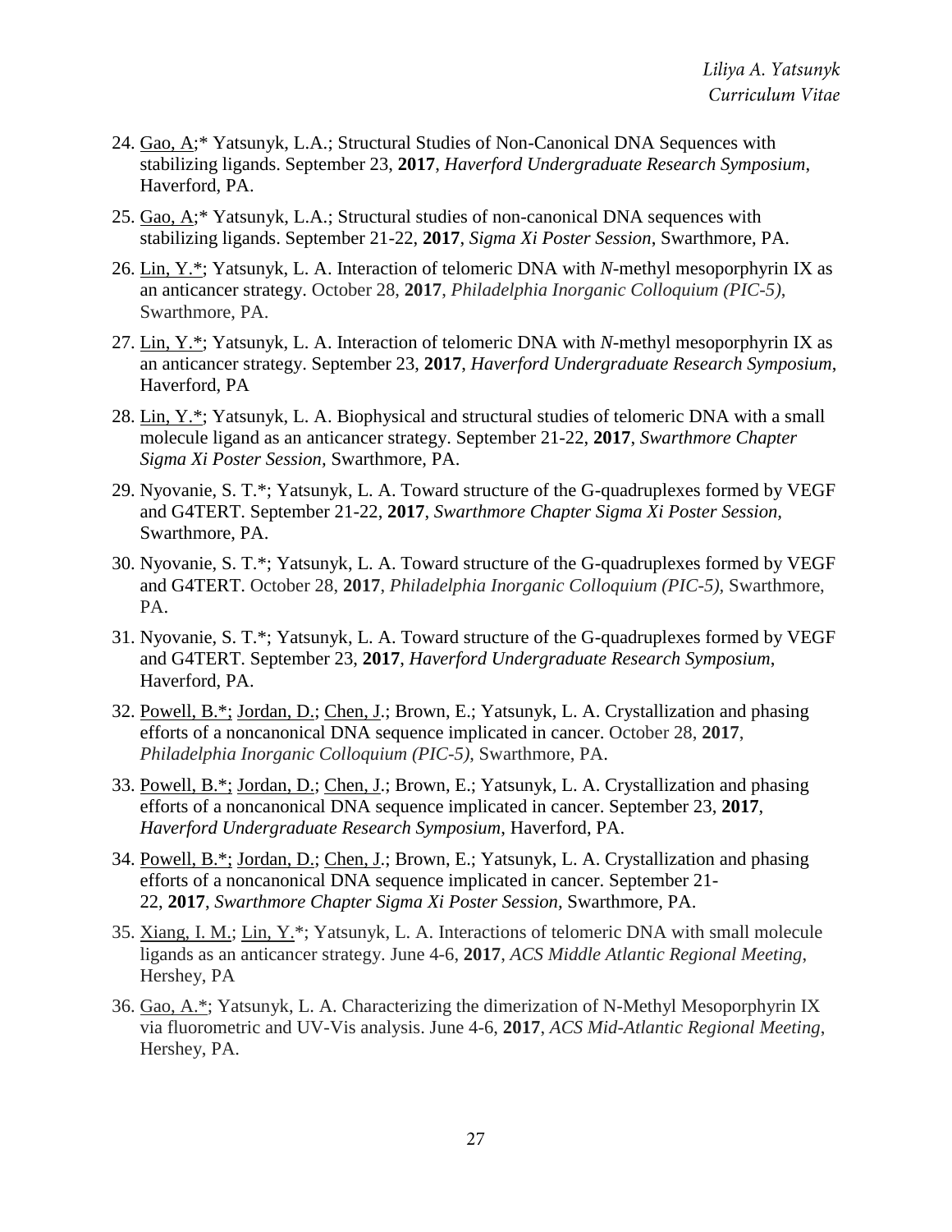24. Gao, A;* Yatsunyk, L.A.; Structural Studies of Non-Canonical DNA Sequences with stabilizing ligands. September 23, **2017**, *Haverford Undergraduate Research Symposium*, Haverford, PA.

25. Gao, A;* Yatsunyk, L.A.; Structural studies of non-canonical DNA sequences with stabilizing ligands. September 21-22, **2017**, *Sigma Xi Poster Session*, Swarthmore, PA.

26. Lin, Y.*; Yatsunyk, L. A. Interaction of telomeric DNA with *N*-methyl mesoporphyrin IX as an anticancer strategy. October 28, **2017**, *Philadelphia Inorganic Colloquium (PIC-5)*, Swarthmore, PA.

27. Lin, Y.*; Yatsunyk, L. A. Interaction of telomeric DNA with *N*-methyl mesoporphyrin IX as an anticancer strategy. September 23, **2017**, *Haverford Undergraduate Research Symposium*, Haverford, PA

28. Lin, Y.*; Yatsunyk, L. A. Biophysical and structural studies of telomeric DNA with a small molecule ligand as an anticancer strategy. September 21-22, **2017**, *Swarthmore Chapter Sigma Xi Poster Session*, Swarthmore, PA.

29. Nyovanie, S. T.*; Yatsunyk, L. A. Toward structure of the G-quadruplexes formed by VEGF and G4TERT. September 21-22, **2017**, *Swarthmore Chapter Sigma Xi Poster Session*, Swarthmore, PA.

30. Nyovanie, S. T.*; Yatsunyk, L. A. Toward structure of the G-quadruplexes formed by VEGF and G4TERT. October 28, **2017**, *Philadelphia Inorganic Colloquium (PIC-5)*, Swarthmore, PA.

31. Nyovanie, S. T.*; Yatsunyk, L. A. Toward structure of the G-quadruplexes formed by VEGF and G4TERT. September 23, **2017**, *Haverford Undergraduate Research Symposium*, Haverford, PA.

32. Powell, B.*; Jordan, D.; Chen, J.; Brown, E.; Yatsunyk, L. A. Crystallization and phasing efforts of a noncanonical DNA sequence implicated in cancer. October 28, **2017**, *Philadelphia Inorganic Colloquium (PIC-5)*, Swarthmore, PA.

33. Powell, B.*; Jordan, D.; Chen, J.; Brown, E.; Yatsunyk, L. A. Crystallization and phasing efforts of a noncanonical DNA sequence implicated in cancer. September 23, **2017**, *Haverford Undergraduate Research Symposium*, Haverford, PA.

34. Powell, B.*; Jordan, D.; Chen, J.; Brown, E.; Yatsunyk, L. A. Crystallization and phasing efforts of a noncanonical DNA sequence implicated in cancer. September 21-22, **2017**, *Swarthmore Chapter Sigma Xi Poster Session*, Swarthmore, PA.

35. Xiang, I. M.; Lin, Y.*; Yatsunyk, L. A. Interactions of telomeric DNA with small molecule ligands as an anticancer strategy. June 4-6, **2017**, *ACS Middle Atlantic Regional Meeting*, Hershey, PA

36. Gao, A.*; Yatsunyk, L. A. Characterizing the dimerization of N-Methyl Mesoporphyrin IX via fluorometric and UV-Vis analysis. June 4-6, **2017**, *ACS Mid-Atlantic Regional Meeting*, Hershey, PA.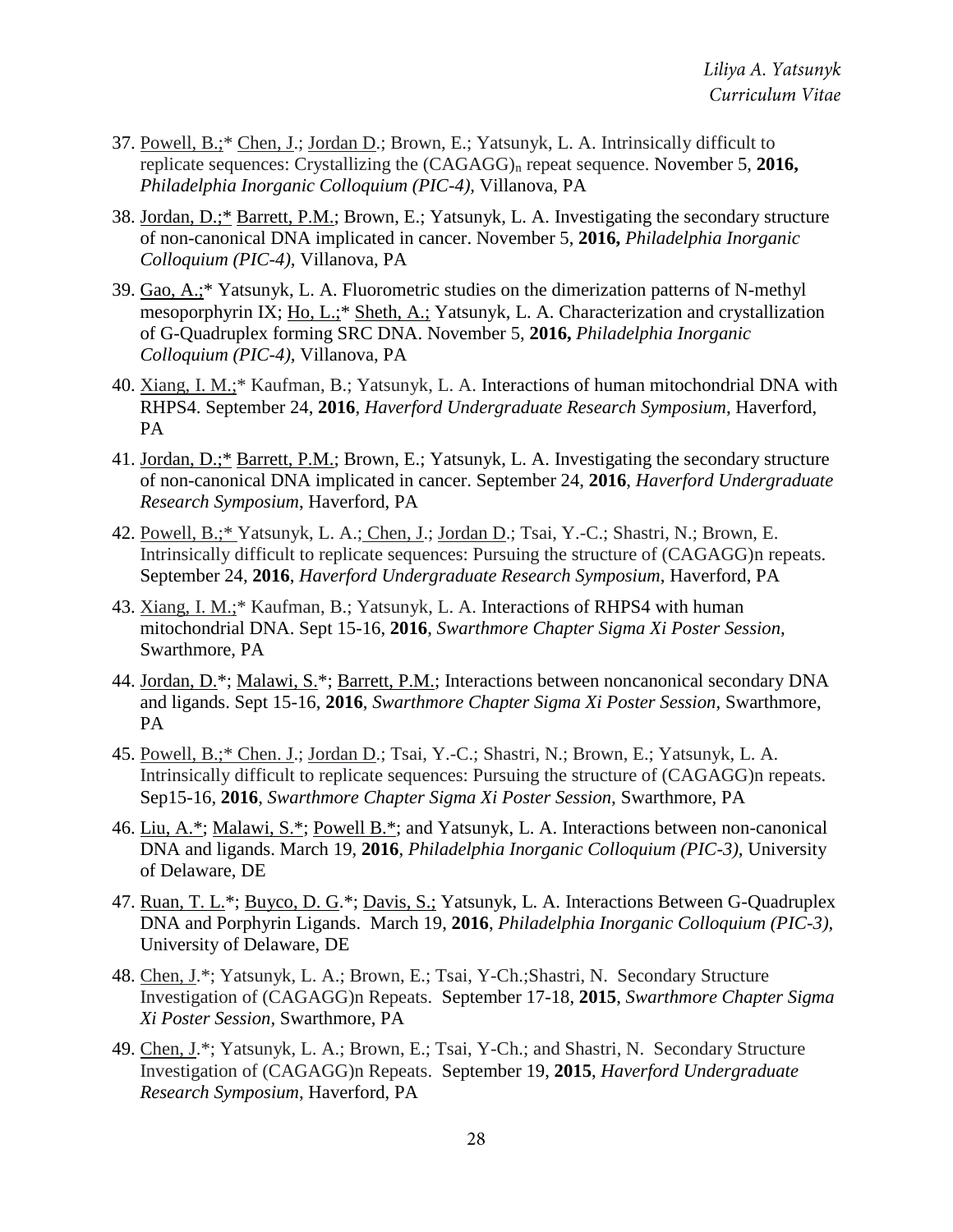37. Powell, B.;* Chen, J.; Jordan D.; Brown, E.; Yatsunyk, L. A. Intrinsically difficult to replicate sequences: Crystallizing the $(CAGAGG)_n$ repeat sequence. November 5, **2016,** *Philadelphia Inorganic Colloquium (PIC-4)*, Villanova, PA

38. Jordan, D.;* Barrett, P.M.; Brown, E.; Yatsunyk, L. A. Investigating the secondary structure of non-canonical DNA implicated in cancer. November 5, **2016,** *Philadelphia Inorganic Colloquium (PIC-4)*, Villanova, PA

39. Gao, A.;* Yatsunyk, L. A. Fluorometric studies on the dimerization patterns of N-methyl mesoporphyrin IX; Ho, L.;* Sheth, A.; Yatsunyk, L. A. Characterization and crystallization of G-Quadruplex forming SRC DNA. November 5, **2016,** *Philadelphia Inorganic Colloquium (PIC-4)*, Villanova, PA

40. Xiang, I. M.;* Kaufman, B.; Yatsunyk, L. A. Interactions of human mitochondrial DNA with RHPS4. September 24, **2016**, *Haverford Undergraduate Research Symposium*, Haverford, PA

41. Jordan, D.;* Barrett, P.M.; Brown, E.; Yatsunyk, L. A. Investigating the secondary structure of non-canonical DNA implicated in cancer. September 24, **2016**, *Haverford Undergraduate Research Symposium*, Haverford, PA

42. Powell, B.;* Yatsunyk, L. A.; Chen, J.; Jordan D.; Tsai, Y.-C.; Shastri, N.; Brown, E. Intrinsically difficult to replicate sequences: Pursuing the structure of (CAGAGG)n repeats. September 24, **2016**, *Haverford Undergraduate Research Symposium*, Haverford, PA

43. Xiang, I. M.;* Kaufman, B.; Yatsunyk, L. A. Interactions of RHPS4 with human mitochondrial DNA. Sept 15-16, **2016**, *Swarthmore Chapter Sigma Xi Poster Session*, Swarthmore, PA

44. Jordan, D.*; Malawi, S.*; Barrett, P.M.; Interactions between noncanonical secondary DNA and ligands. Sept 15-16, **2016**, *Swarthmore Chapter Sigma Xi Poster Session*, Swarthmore, PA

45. Powell, B.;* Chen. J.; Jordan D.; Tsai, Y.-C.; Shastri, N.; Brown, E.; Yatsunyk, L. A. Intrinsically difficult to replicate sequences: Pursuing the structure of (CAGAGG)n repeats. Sep15-16, **2016**, *Swarthmore Chapter Sigma Xi Poster Session*, Swarthmore, PA

46. Liu, A.*; Malawi, S.*; Powell B.*; and Yatsunyk, L. A. Interactions between non-canonical DNA and ligands. March 19, **2016**, *Philadelphia Inorganic Colloquium (PIC-3)*, University of Delaware, DE

47. Ruan, T. L.*; Buyco, D. G.*; Davis, S.; Yatsunyk, L. A. Interactions Between G-Quadruplex DNA and Porphyrin Ligands. March 19, **2016**, *Philadelphia Inorganic Colloquium (PIC-3)*, University of Delaware, DE

48. Chen, J.*; Yatsunyk, L. A.; Brown, E.; Tsai, Y-Ch.;Shastri, N. Secondary Structure Investigation of (CAGAGG)n Repeats. September 17-18, **2015**, *Swarthmore Chapter Sigma Xi Poster Session*, Swarthmore, PA

49. Chen, J.*; Yatsunyk, L. A.; Brown, E.; Tsai, Y-Ch.; and Shastri, N. Secondary Structure Investigation of (CAGAGG)n Repeats. September 19, **2015**, *Haverford Undergraduate Research Symposium*, Haverford, PA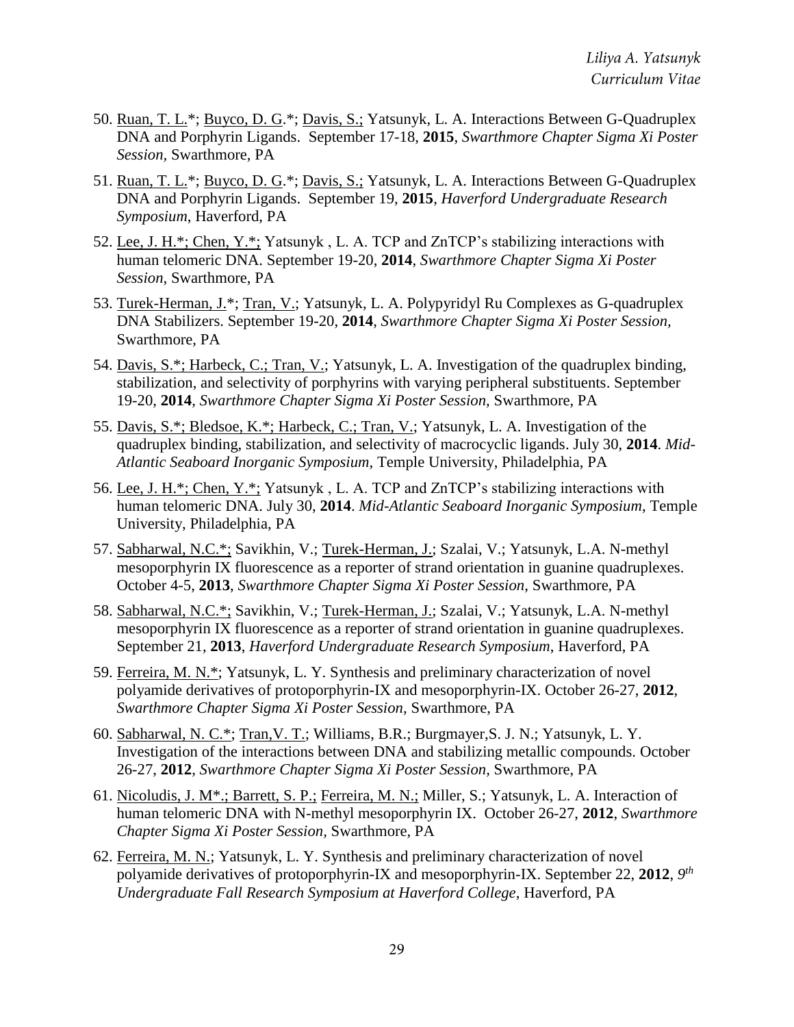50. Ruan, T. L.*; Buyco, D. G.*; Davis, S.; Yatsunyk, L. A. Interactions Between G-Quadruplex DNA and Porphyrin Ligands. September 17-18, **2015**, *Swarthmore Chapter Sigma Xi Poster Session,* Swarthmore, PA

51. Ruan, T. L.*; Buyco, D. G.*; Davis, S.; Yatsunyk, L. A. Interactions Between G-Quadruplex DNA and Porphyrin Ligands. September 19, **2015**, *Haverford Undergraduate Research Symposium*, Haverford, PA

52. Lee, J. H.*; Chen, Y.*; Yatsunyk , L. A. TCP and ZnTCP's stabilizing interactions with human telomeric DNA. September 19-20, **2014**, *Swarthmore Chapter Sigma Xi Poster Session,* Swarthmore, PA

53. Turek-Herman, J.*; Tran, V.; Yatsunyk, L. A. Polypyridyl Ru Complexes as G-quadruplex DNA Stabilizers. September 19-20, **2014**, *Swarthmore Chapter Sigma Xi Poster Session*, Swarthmore, PA

54. Davis, S.*; Harbeck, C.; Tran, V.; Yatsunyk, L. A. Investigation of the quadruplex binding, stabilization, and selectivity of porphyrins with varying peripheral substituents. September 19-20, **2014**, *Swarthmore Chapter Sigma Xi Poster Session,* Swarthmore, PA

55. Davis, S.*; Bledsoe, K.*; Harbeck, C.; Tran, V.; Yatsunyk, L. A. Investigation of the quadruplex binding, stabilization, and selectivity of macrocyclic ligands. July 30, **2014**. *Mid-Atlantic Seaboard Inorganic Symposium*, Temple University, Philadelphia, PA

56. Lee, J. H.*; Chen, Y.*; Yatsunyk , L. A. TCP and ZnTCP's stabilizing interactions with human telomeric DNA. July 30, **2014**. *Mid-Atlantic Seaboard Inorganic Symposium*, Temple University, Philadelphia, PA

57. Sabharwal, N.C.*; Savikhin, V.; Turek-Herman, J.; Szalai, V.; Yatsunyk, L.A. N-methyl mesoporphyrin IX fluorescence as a reporter of strand orientation in guanine quadruplexes. October 4-5, **2013**, *Swarthmore Chapter Sigma Xi Poster Session,* Swarthmore, PA

58. Sabharwal, N.C.*; Savikhin, V.; Turek-Herman, J.; Szalai, V.; Yatsunyk, L.A. N-methyl mesoporphyrin IX fluorescence as a reporter of strand orientation in guanine quadruplexes. September 21, **2013**, *Haverford Undergraduate Research Symposium*, Haverford, PA

59. Ferreira, M. N.*; Yatsunyk, L. Y. Synthesis and preliminary characterization of novel polyamide derivatives of protoporphyrin-IX and mesoporphyrin-IX. October 26-27, **2012**, *Swarthmore Chapter Sigma Xi Poster Session,* Swarthmore, PA

60. Sabharwal, N. C.*; Tran,V. T.; Williams, B.R.; Burgmayer,S. J. N.; Yatsunyk, L. Y. Investigation of the interactions between DNA and stabilizing metallic compounds. October 26-27, **2012**, *Swarthmore Chapter Sigma Xi Poster Session,* Swarthmore, PA

61. Nicoludis, J. M*.; Barrett, S. P.; Ferreira, M. N.; Miller, S.; Yatsunyk, L. A. Interaction of human telomeric DNA with N-methyl mesoporphyrin IX. October 26-27, **2012**, *Swarthmore Chapter Sigma Xi Poster Session*, Swarthmore, PA

62. Ferreira, M. N.; Yatsunyk, L. Y. Synthesis and preliminary characterization of novel polyamide derivatives of protoporphyrin-IX and mesoporphyrin-IX. September 22, **2012**, *9th Undergraduate Fall Research Symposium at Haverford College*, Haverford, PA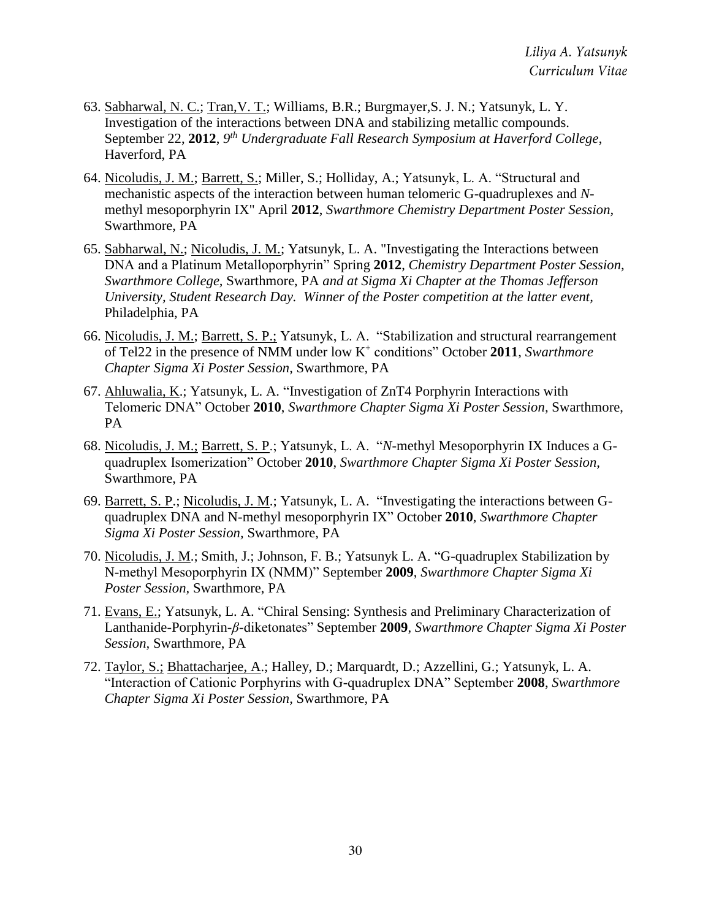63. Sabharwal, N. C.; Tran,V. T.; Williams, B.R.; Burgmayer,S. J. N.; Yatsunyk, L. Y. Investigation of the interactions between DNA and stabilizing metallic compounds. September 22, **2012**, *9th Undergraduate Fall Research Symposium at Haverford College*, Haverford, PA

64. Nicoludis, J. M.; Barrett, S.; Miller, S.; Holliday, A.; Yatsunyk, L. A. "Structural and mechanistic aspects of the interaction between human telomeric G-quadruplexes and *N*-methyl mesoporphyrin IX" April **2012**, *Swarthmore Chemistry Department Poster Session*, Swarthmore, PA

65. Sabharwal, N.; Nicoludis, J. M.; Yatsunyk, L. A. "Investigating the Interactions between DNA and a Platinum Metalloporphyrin" Spring **2012**, *Chemistry Department Poster Session, Swarthmore College,* Swarthmore, PA *and at Sigma Xi Chapter at the Thomas Jefferson University, Student Research Day. Winner of the Poster competition at the latter event*, Philadelphia, PA

66. Nicoludis, J. M.; Barrett, S. P.; Yatsunyk, L. A. "Stabilization and structural rearrangement of Tel22 in the presence of NMM under low $K^+$ conditions" October **2011**, *Swarthmore Chapter Sigma Xi Poster Session*, Swarthmore, PA

67. Ahluwalia, K.; Yatsunyk, L. A. "Investigation of ZnT4 Porphyrin Interactions with Telomeric DNA" October **2010**, *Swarthmore Chapter Sigma Xi Poster Session,* Swarthmore, PA

68. Nicoludis, J. M.; Barrett, S. P.; Yatsunyk, L. A. "*N*-methyl Mesoporphyrin IX Induces a G-quadruplex Isomerization" October **2010**, *Swarthmore Chapter Sigma Xi Poster Session,* Swarthmore, PA

69. Barrett, S. P.; Nicoludis, J. M.; Yatsunyk, L. A. "Investigating the interactions between G-quadruplex DNA and N-methyl mesoporphyrin IX" October **2010**, *Swarthmore Chapter Sigma Xi Poster Session,* Swarthmore, PA

70. Nicoludis, J. M.; Smith, J.; Johnson, F. B.; Yatsunyk L. A. "G-quadruplex Stabilization by N-methyl Mesoporphyrin IX (NMM)" September **2009**, *Swarthmore Chapter Sigma Xi Poster Session*, Swarthmore, PA

71. Evans, E.; Yatsunyk, L. A. "Chiral Sensing: Synthesis and Preliminary Characterization of Lanthanide-Porphyrin-*β*-diketonates" September **2009**, *Swarthmore Chapter Sigma Xi Poster Session,* Swarthmore, PA

72. Taylor, S.; Bhattacharjee, A.; Halley, D.; Marquardt, D.; Azzellini, G.; Yatsunyk, L. A. "Interaction of Cationic Porphyrins with G-quadruplex DNA" September **2008**, *Swarthmore Chapter Sigma Xi Poster Session,* Swarthmore, PA